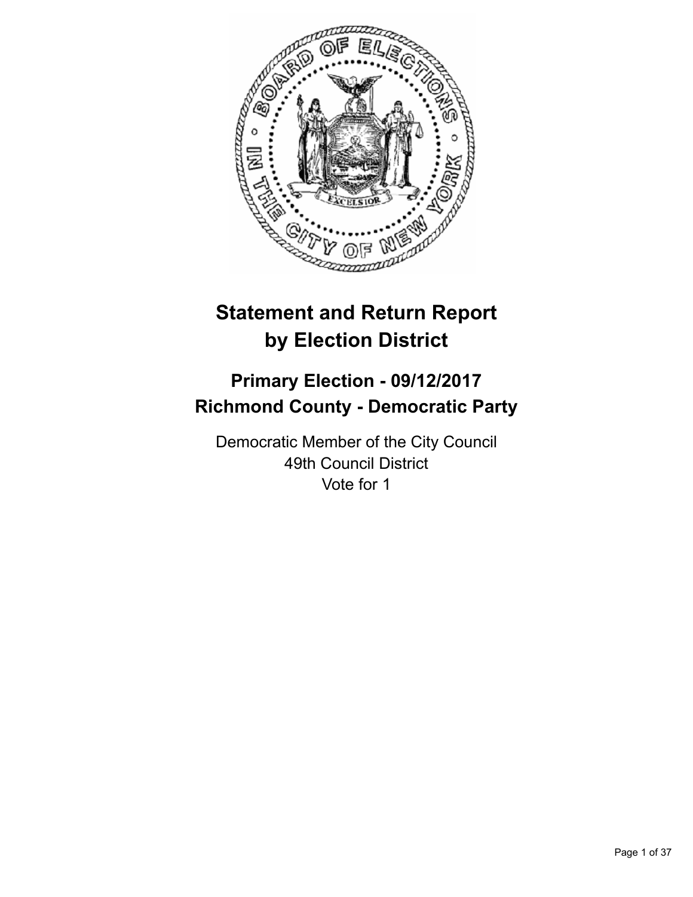# Statement and Return Report by Election District

## Primary Election - 09/12/2017
## Richmond County - Democratic Party

Democratic Member of the City Council
49th Council District
Vote for 1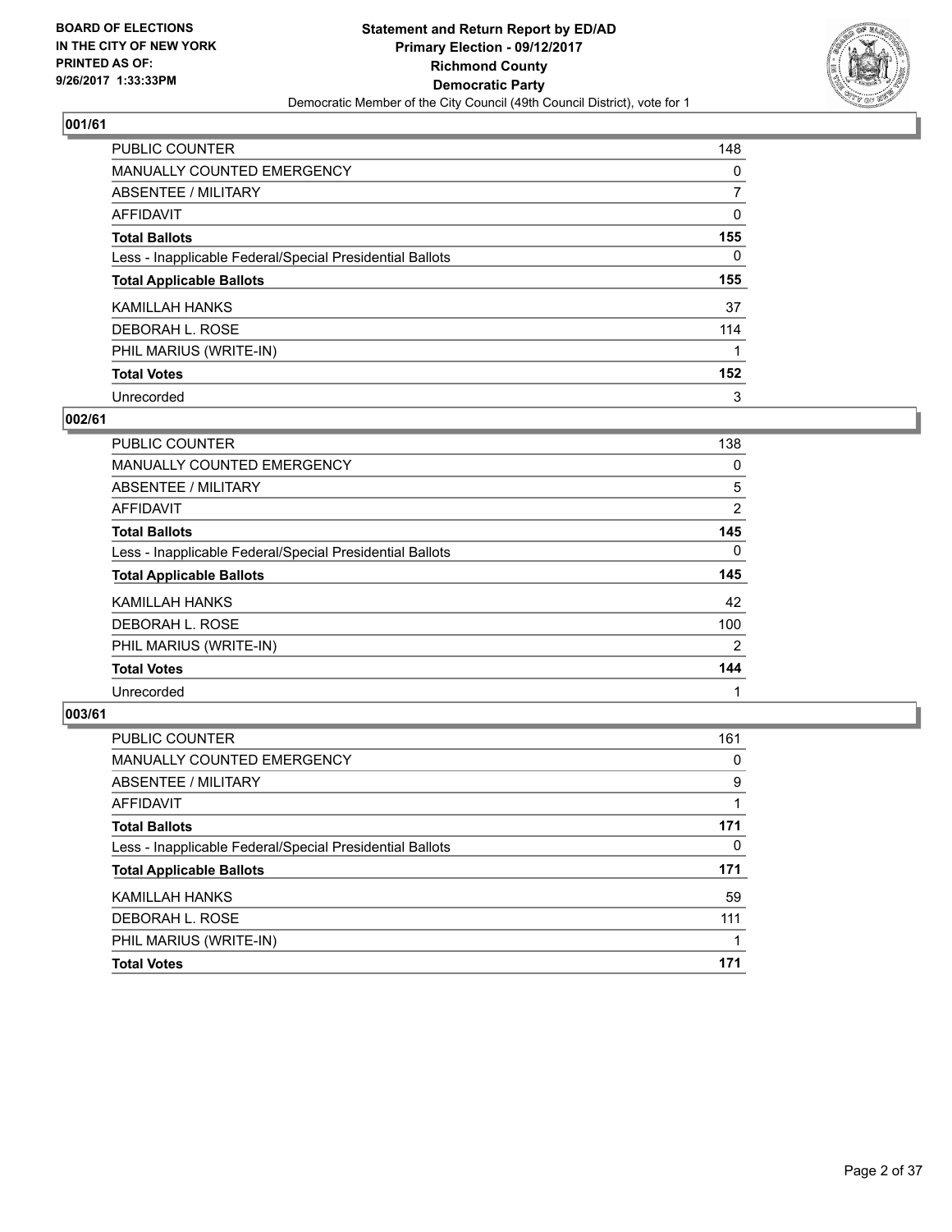BOARD OF ELECTIONS
IN THE CITY OF NEW YORK
PRINTED AS OF:
9/26/2017 1:33:33PM

**Statement and Return Report by ED/AD**
**Primary Election - 09/12/2017**
**Richmond County**
**Democratic Party**
Democratic Member of the City Council (49th Council District), vote for 1

### 001/61

| | |
|---|---|
| PUBLIC COUNTER | 148 |
| MANUALLY COUNTED EMERGENCY | 0 |
| ABSENTEE / MILITARY | 7 |
| AFFIDAVIT | 0 |
| **Total Ballots** | **155** |
| Less - Inapplicable Federal/Special Presidential Ballots | 0 |
| **Total Applicable Ballots** | **155** |
| KAMILLAH HANKS | 37 |
| DEBORAH L. ROSE | 114 |
| PHIL MARIUS (WRITE-IN) | 1 |
| **Total Votes** | **152** |
| Unrecorded | 3 |

### 002/61

| | |
|---|---|
| PUBLIC COUNTER | 138 |
| MANUALLY COUNTED EMERGENCY | 0 |
| ABSENTEE / MILITARY | 5 |
| AFFIDAVIT | 2 |
| **Total Ballots** | **145** |
| Less - Inapplicable Federal/Special Presidential Ballots | 0 |
| **Total Applicable Ballots** | **145** |
| KAMILLAH HANKS | 42 |
| DEBORAH L. ROSE | 100 |
| PHIL MARIUS (WRITE-IN) | 2 |
| **Total Votes** | **144** |
| Unrecorded | 1 |

### 003/61

| | |
|---|---|
| PUBLIC COUNTER | 161 |
| MANUALLY COUNTED EMERGENCY | 0 |
| ABSENTEE / MILITARY | 9 |
| AFFIDAVIT | 1 |
| **Total Ballots** | **171** |
| Less - Inapplicable Federal/Special Presidential Ballots | 0 |
| **Total Applicable Ballots** | **171** |
| KAMILLAH HANKS | 59 |
| DEBORAH L. ROSE | 111 |
| PHIL MARIUS (WRITE-IN) | 1 |
| **Total Votes** | **171** |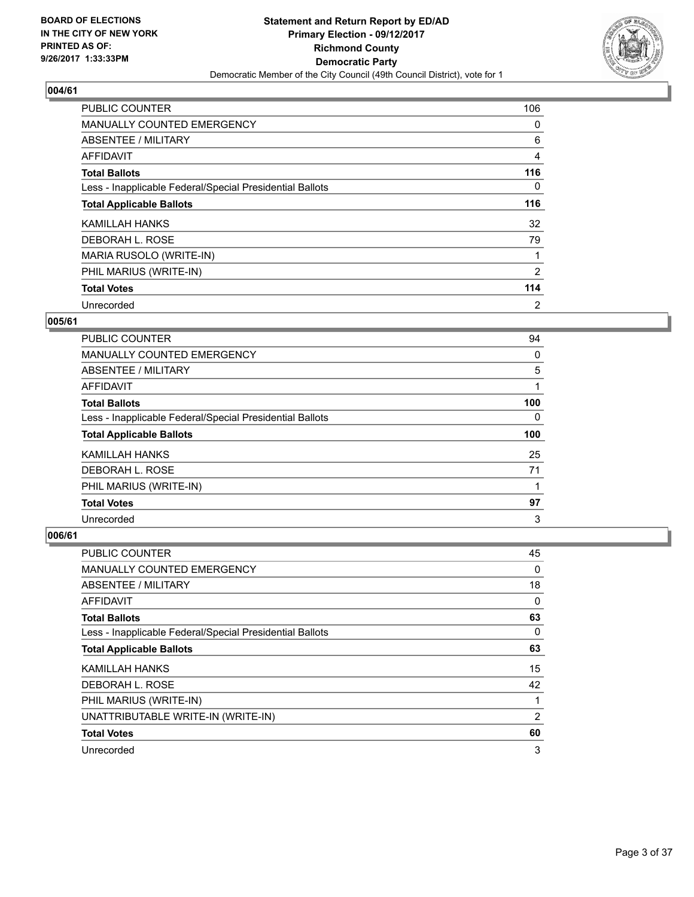**BOARD OF ELECTIONS IN THE CITY OF NEW YORK PRINTED AS OF: 9/26/2017 1:33:33PM**

**Statement and Return Report by ED/AD Primary Election - 09/12/2017 Richmond County Democratic Party**

Democratic Member of the City Council (49th Council District), vote for 1

## 004/61

| | |
|---|---|
| PUBLIC COUNTER | 106 |
| MANUALLY COUNTED EMERGENCY | 0 |
| ABSENTEE / MILITARY | 6 |
| AFFIDAVIT | 4 |
| **Total Ballots** | **116** |
| Less - Inapplicable Federal/Special Presidential Ballots | 0 |
| **Total Applicable Ballots** | **116** |
| KAMILLAH HANKS | 32 |
| DEBORAH L. ROSE | 79 |
| MARIA RUSOLO (WRITE-IN) | 1 |
| PHIL MARIUS (WRITE-IN) | 2 |
| **Total Votes** | **114** |
| Unrecorded | 2 |

## 005/61

| | |
|---|---|
| PUBLIC COUNTER | 94 |
| MANUALLY COUNTED EMERGENCY | 0 |
| ABSENTEE / MILITARY | 5 |
| AFFIDAVIT | 1 |
| **Total Ballots** | **100** |
| Less - Inapplicable Federal/Special Presidential Ballots | 0 |
| **Total Applicable Ballots** | **100** |
| KAMILLAH HANKS | 25 |
| DEBORAH L. ROSE | 71 |
| PHIL MARIUS (WRITE-IN) | 1 |
| **Total Votes** | **97** |
| Unrecorded | 3 |

## 006/61

| | |
|---|---|
| PUBLIC COUNTER | 45 |
| MANUALLY COUNTED EMERGENCY | 0 |
| ABSENTEE / MILITARY | 18 |
| AFFIDAVIT | 0 |
| **Total Ballots** | **63** |
| Less - Inapplicable Federal/Special Presidential Ballots | 0 |
| **Total Applicable Ballots** | **63** |
| KAMILLAH HANKS | 15 |
| DEBORAH L. ROSE | 42 |
| PHIL MARIUS (WRITE-IN) | 1 |
| UNATTRIBUTABLE WRITE-IN (WRITE-IN) | 2 |
| **Total Votes** | **60** |
| Unrecorded | 3 |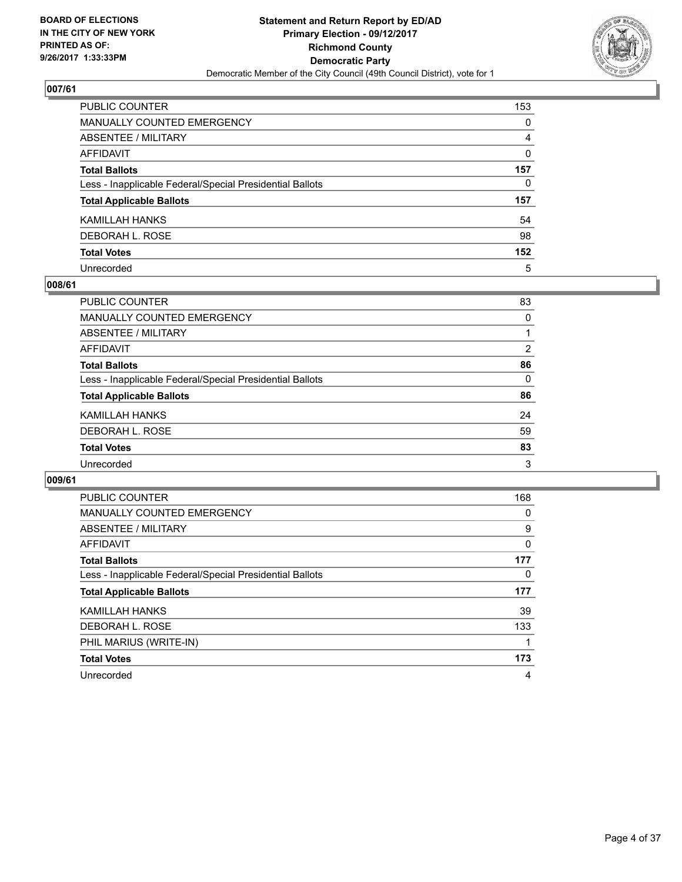BOARD OF ELECTIONS
IN THE CITY OF NEW YORK
PRINTED AS OF:
9/26/2017 1:33:33PM

**Statement and Return Report by ED/AD**
**Primary Election - 09/12/2017**
**Richmond County**
**Democratic Party**
Democratic Member of the City Council (49th Council District), vote for 1

## 007/61

| | |
|---|---|
| PUBLIC COUNTER | 153 |
| MANUALLY COUNTED EMERGENCY | 0 |
| ABSENTEE / MILITARY | 4 |
| AFFIDAVIT | 0 |
| **Total Ballots** | **157** |
| Less - Inapplicable Federal/Special Presidential Ballots | 0 |
| **Total Applicable Ballots** | **157** |
| KAMILLAH HANKS | 54 |
| DEBORAH L. ROSE | 98 |
| **Total Votes** | **152** |
| Unrecorded | 5 |

## 008/61

| | |
|---|---|
| PUBLIC COUNTER | 83 |
| MANUALLY COUNTED EMERGENCY | 0 |
| ABSENTEE / MILITARY | 1 |
| AFFIDAVIT | 2 |
| **Total Ballots** | **86** |
| Less - Inapplicable Federal/Special Presidential Ballots | 0 |
| **Total Applicable Ballots** | **86** |
| KAMILLAH HANKS | 24 |
| DEBORAH L. ROSE | 59 |
| **Total Votes** | **83** |
| Unrecorded | 3 |

## 009/61

| | |
|---|---|
| PUBLIC COUNTER | 168 |
| MANUALLY COUNTED EMERGENCY | 0 |
| ABSENTEE / MILITARY | 9 |
| AFFIDAVIT | 0 |
| **Total Ballots** | **177** |
| Less - Inapplicable Federal/Special Presidential Ballots | 0 |
| **Total Applicable Ballots** | **177** |
| KAMILLAH HANKS | 39 |
| DEBORAH L. ROSE | 133 |
| PHIL MARIUS (WRITE-IN) | 1 |
| **Total Votes** | **173** |
| Unrecorded | 4 |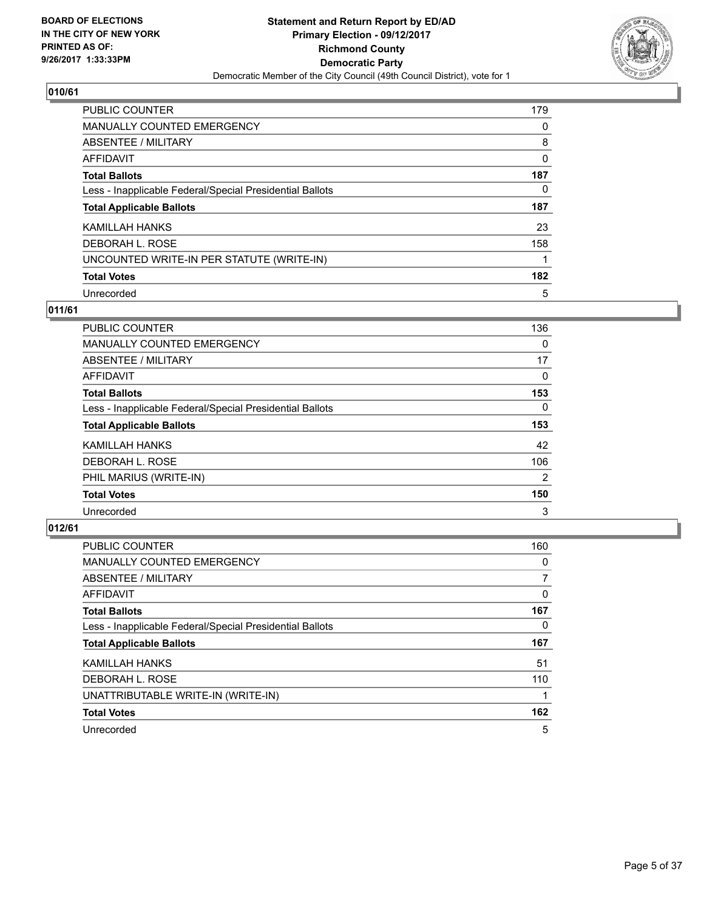**BOARD OF ELECTIONS IN THE CITY OF NEW YORK PRINTED AS OF: 9/26/2017 1:33:33PM**

**Statement and Return Report by ED/AD**
**Primary Election - 09/12/2017**
**Richmond County**
**Democratic Party**
Democratic Member of the City Council (49th Council District), vote for 1

### 010/61

| | |
|---|---|
| PUBLIC COUNTER | 179 |
| MANUALLY COUNTED EMERGENCY | 0 |
| ABSENTEE / MILITARY | 8 |
| AFFIDAVIT | 0 |
| **Total Ballots** | **187** |
| Less - Inapplicable Federal/Special Presidential Ballots | 0 |
| **Total Applicable Ballots** | **187** |
| KAMILLAH HANKS | 23 |
| DEBORAH L. ROSE | 158 |
| UNCOUNTED WRITE-IN PER STATUTE (WRITE-IN) | 1 |
| **Total Votes** | **182** |
| Unrecorded | 5 |

### 011/61

| | |
|---|---|
| PUBLIC COUNTER | 136 |
| MANUALLY COUNTED EMERGENCY | 0 |
| ABSENTEE / MILITARY | 17 |
| AFFIDAVIT | 0 |
| **Total Ballots** | **153** |
| Less - Inapplicable Federal/Special Presidential Ballots | 0 |
| **Total Applicable Ballots** | **153** |
| KAMILLAH HANKS | 42 |
| DEBORAH L. ROSE | 106 |
| PHIL MARIUS (WRITE-IN) | 2 |
| **Total Votes** | **150** |
| Unrecorded | 3 |

### 012/61

| | |
|---|---|
| PUBLIC COUNTER | 160 |
| MANUALLY COUNTED EMERGENCY | 0 |
| ABSENTEE / MILITARY | 7 |
| AFFIDAVIT | 0 |
| **Total Ballots** | **167** |
| Less - Inapplicable Federal/Special Presidential Ballots | 0 |
| **Total Applicable Ballots** | **167** |
| KAMILLAH HANKS | 51 |
| DEBORAH L. ROSE | 110 |
| UNATTRIBUTABLE WRITE-IN (WRITE-IN) | 1 |
| **Total Votes** | **162** |
| Unrecorded | 5 |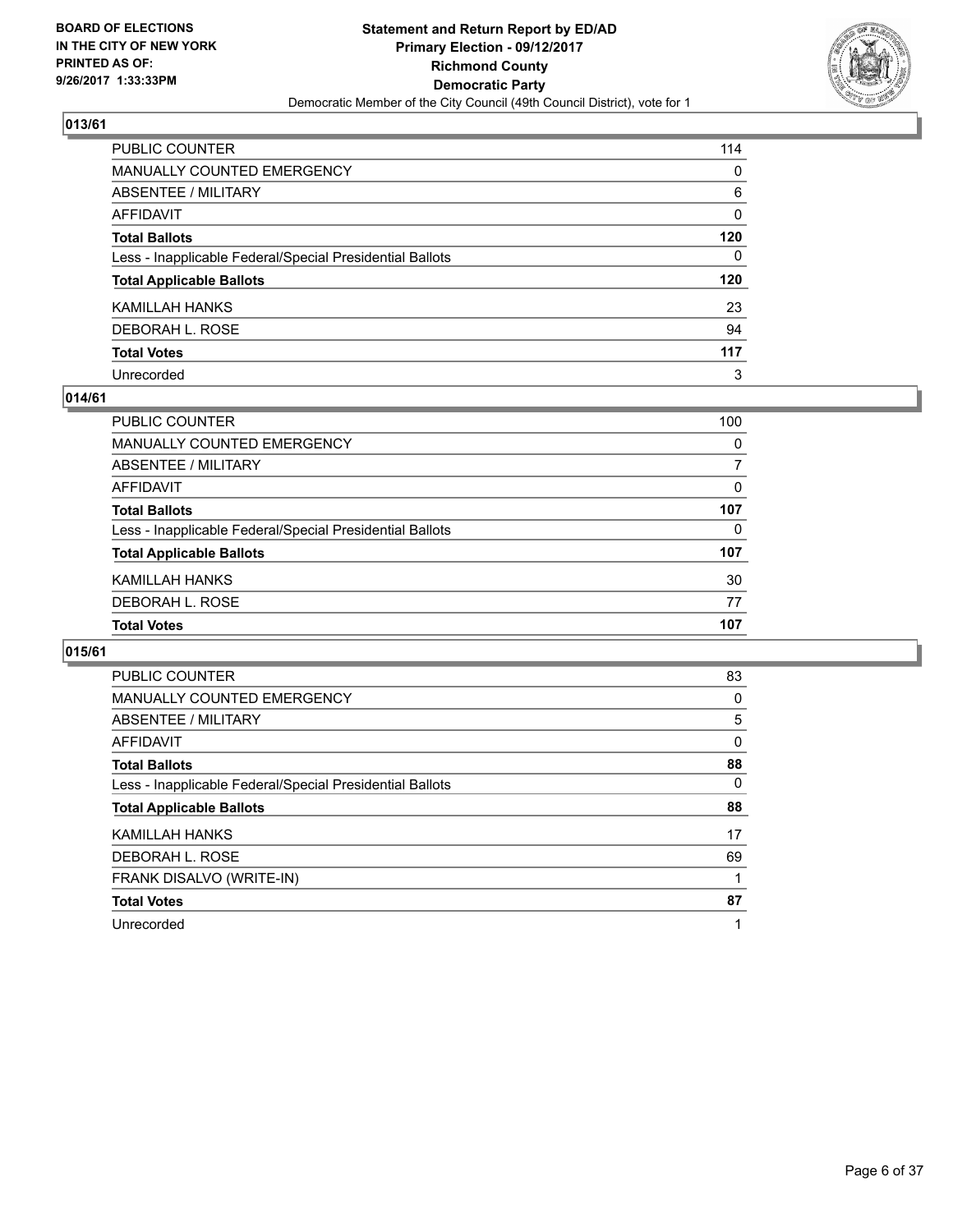**BOARD OF ELECTIONS IN THE CITY OF NEW YORK PRINTED AS OF: 9/26/2017 1:33:33PM**

**Statement and Return Report by ED/AD**
**Primary Election - 09/12/2017**
**Richmond County**
**Democratic Party**
Democratic Member of the City Council (49th Council District), vote for 1

## 013/61

| | |
|---|---|
| PUBLIC COUNTER | 114 |
| MANUALLY COUNTED EMERGENCY | 0 |
| ABSENTEE / MILITARY | 6 |
| AFFIDAVIT | 0 |
| **Total Ballots** | **120** |
| Less - Inapplicable Federal/Special Presidential Ballots | 0 |
| **Total Applicable Ballots** | **120** |
| KAMILLAH HANKS | 23 |
| DEBORAH L. ROSE | 94 |
| **Total Votes** | **117** |
| Unrecorded | 3 |

## 014/61

| | |
|---|---|
| PUBLIC COUNTER | 100 |
| MANUALLY COUNTED EMERGENCY | 0 |
| ABSENTEE / MILITARY | 7 |
| AFFIDAVIT | 0 |
| **Total Ballots** | **107** |
| Less - Inapplicable Federal/Special Presidential Ballots | 0 |
| **Total Applicable Ballots** | **107** |
| KAMILLAH HANKS | 30 |
| DEBORAH L. ROSE | 77 |
| **Total Votes** | **107** |

## 015/61

| | |
|---|---|
| PUBLIC COUNTER | 83 |
| MANUALLY COUNTED EMERGENCY | 0 |
| ABSENTEE / MILITARY | 5 |
| AFFIDAVIT | 0 |
| **Total Ballots** | **88** |
| Less - Inapplicable Federal/Special Presidential Ballots | 0 |
| **Total Applicable Ballots** | **88** |
| KAMILLAH HANKS | 17 |
| DEBORAH L. ROSE | 69 |
| FRANK DISALVO (WRITE-IN) | 1 |
| **Total Votes** | **87** |
| Unrecorded | 1 |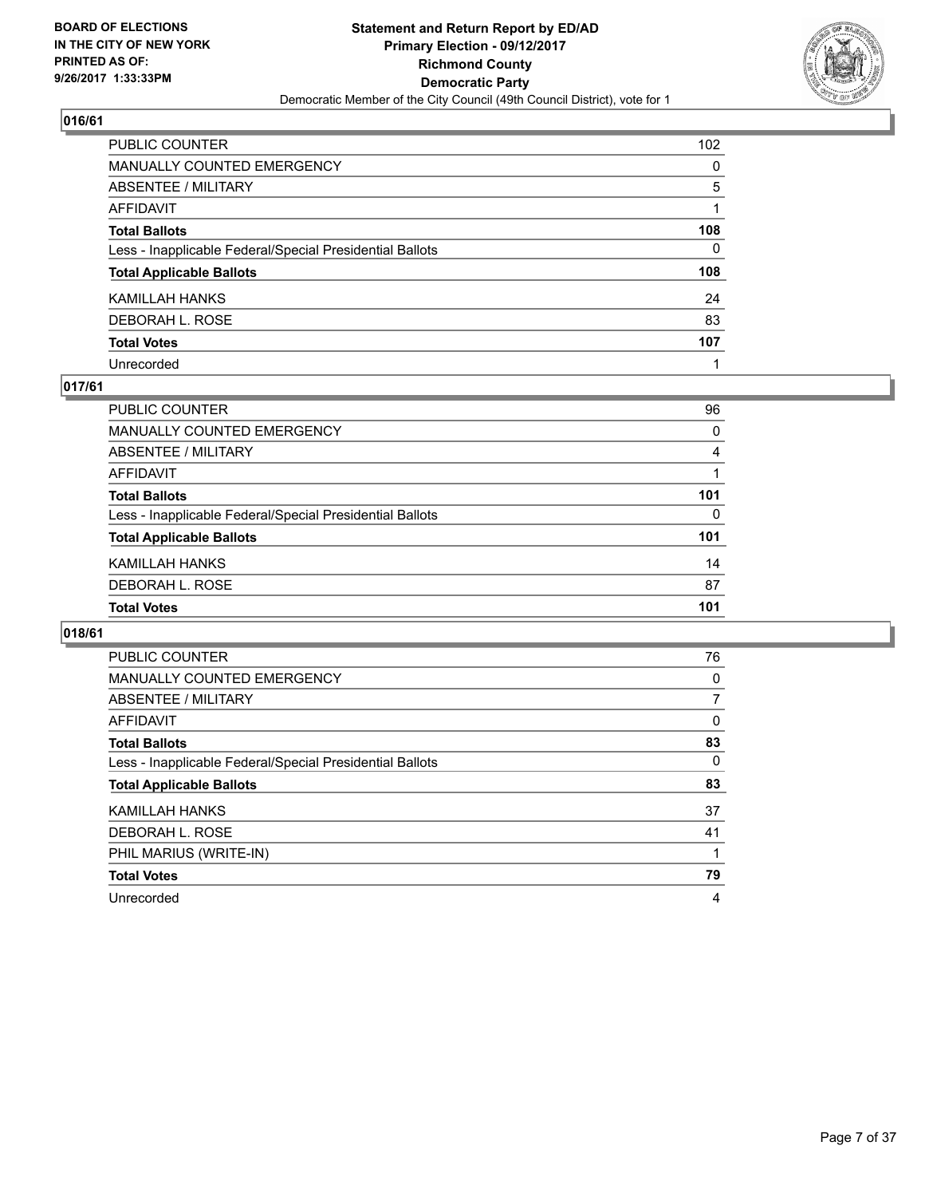**BOARD OF ELECTIONS IN THE CITY OF NEW YORK PRINTED AS OF: 9/26/2017 1:33:33PM**

**Statement and Return Report by ED/AD**
**Primary Election - 09/12/2017**
**Richmond County**
**Democratic Party**
Democratic Member of the City Council (49th Council District), vote for 1

## 016/61

| | |
|---|---|
| PUBLIC COUNTER | 102 |
| MANUALLY COUNTED EMERGENCY | 0 |
| ABSENTEE / MILITARY | 5 |
| AFFIDAVIT | 1 |
| **Total Ballots** | **108** |
| Less - Inapplicable Federal/Special Presidential Ballots | 0 |
| **Total Applicable Ballots** | **108** |
| KAMILLAH HANKS | 24 |
| DEBORAH L. ROSE | 83 |
| **Total Votes** | **107** |
| Unrecorded | 1 |

## 017/61

| | |
|---|---|
| PUBLIC COUNTER | 96 |
| MANUALLY COUNTED EMERGENCY | 0 |
| ABSENTEE / MILITARY | 4 |
| AFFIDAVIT | 1 |
| **Total Ballots** | **101** |
| Less - Inapplicable Federal/Special Presidential Ballots | 0 |
| **Total Applicable Ballots** | **101** |
| KAMILLAH HANKS | 14 |
| DEBORAH L. ROSE | 87 |
| **Total Votes** | **101** |

## 018/61

| | |
|---|---|
| PUBLIC COUNTER | 76 |
| MANUALLY COUNTED EMERGENCY | 0 |
| ABSENTEE / MILITARY | 7 |
| AFFIDAVIT | 0 |
| **Total Ballots** | **83** |
| Less - Inapplicable Federal/Special Presidential Ballots | 0 |
| **Total Applicable Ballots** | **83** |
| KAMILLAH HANKS | 37 |
| DEBORAH L. ROSE | 41 |
| PHIL MARIUS (WRITE-IN) | 1 |
| **Total Votes** | **79** |
| Unrecorded | 4 |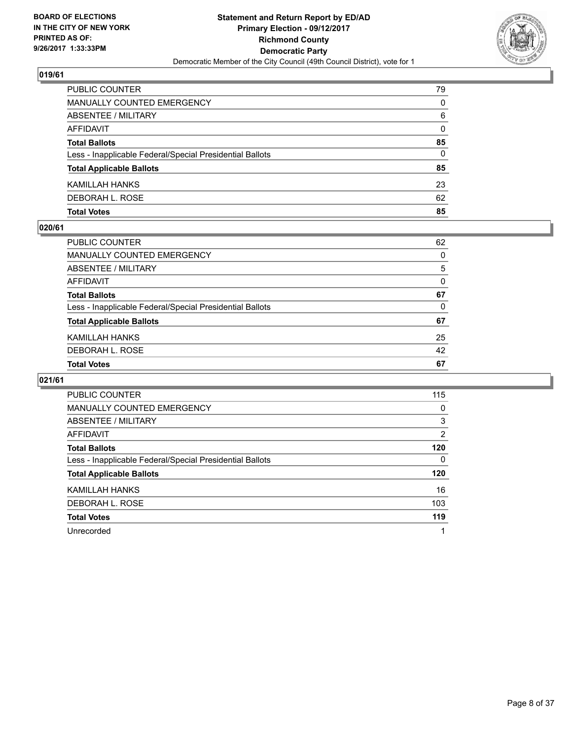## 019/61

| | |
|---|---|
| PUBLIC COUNTER | 79 |
| MANUALLY COUNTED EMERGENCY | 0 |
| ABSENTEE / MILITARY | 6 |
| AFFIDAVIT | 0 |
| **Total Ballots** | **85** |
| Less - Inapplicable Federal/Special Presidential Ballots | 0 |
| **Total Applicable Ballots** | **85** |
| KAMILLAH HANKS | 23 |
| DEBORAH L. ROSE | 62 |
| **Total Votes** | **85** |

## 020/61

| | |
|---|---|
| PUBLIC COUNTER | 62 |
| MANUALLY COUNTED EMERGENCY | 0 |
| ABSENTEE / MILITARY | 5 |
| AFFIDAVIT | 0 |
| **Total Ballots** | **67** |
| Less - Inapplicable Federal/Special Presidential Ballots | 0 |
| **Total Applicable Ballots** | **67** |
| KAMILLAH HANKS | 25 |
| DEBORAH L. ROSE | 42 |
| **Total Votes** | **67** |

## 021/61

| | |
|---|---|
| PUBLIC COUNTER | 115 |
| MANUALLY COUNTED EMERGENCY | 0 |
| ABSENTEE / MILITARY | 3 |
| AFFIDAVIT | 2 |
| **Total Ballots** | **120** |
| Less - Inapplicable Federal/Special Presidential Ballots | 0 |
| **Total Applicable Ballots** | **120** |
| KAMILLAH HANKS | 16 |
| DEBORAH L. ROSE | 103 |
| **Total Votes** | **119** |
| Unrecorded | 1 |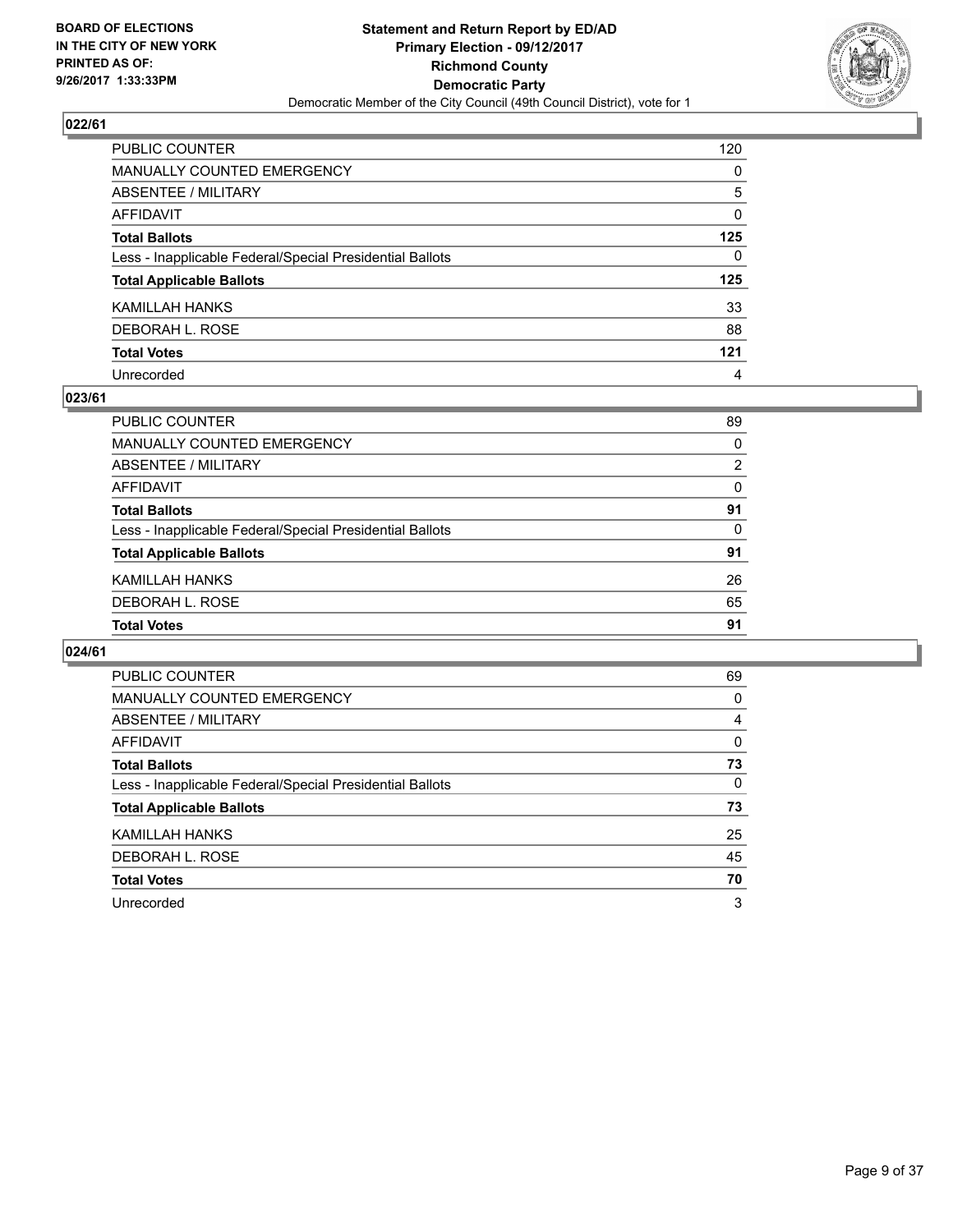**BOARD OF ELECTIONS IN THE CITY OF NEW YORK PRINTED AS OF: 9/26/2017 1:33:33PM**

**Statement and Return Report by ED/AD**
**Primary Election - 09/12/2017**
**Richmond County**
**Democratic Party**
Democratic Member of the City Council (49th Council District), vote for 1

## 022/61

| | |
|---|---|
| PUBLIC COUNTER | 120 |
| MANUALLY COUNTED EMERGENCY | 0 |
| ABSENTEE / MILITARY | 5 |
| AFFIDAVIT | 0 |
| **Total Ballots** | **125** |
| Less - Inapplicable Federal/Special Presidential Ballots | 0 |
| **Total Applicable Ballots** | **125** |
| KAMILLAH HANKS | 33 |
| DEBORAH L. ROSE | 88 |
| **Total Votes** | **121** |
| Unrecorded | 4 |

## 023/61

| | |
|---|---|
| PUBLIC COUNTER | 89 |
| MANUALLY COUNTED EMERGENCY | 0 |
| ABSENTEE / MILITARY | 2 |
| AFFIDAVIT | 0 |
| **Total Ballots** | **91** |
| Less - Inapplicable Federal/Special Presidential Ballots | 0 |
| **Total Applicable Ballots** | **91** |
| KAMILLAH HANKS | 26 |
| DEBORAH L. ROSE | 65 |
| **Total Votes** | **91** |

## 024/61

| | |
|---|---|
| PUBLIC COUNTER | 69 |
| MANUALLY COUNTED EMERGENCY | 0 |
| ABSENTEE / MILITARY | 4 |
| AFFIDAVIT | 0 |
| **Total Ballots** | **73** |
| Less - Inapplicable Federal/Special Presidential Ballots | 0 |
| **Total Applicable Ballots** | **73** |
| KAMILLAH HANKS | 25 |
| DEBORAH L. ROSE | 45 |
| **Total Votes** | **70** |
| Unrecorded | 3 |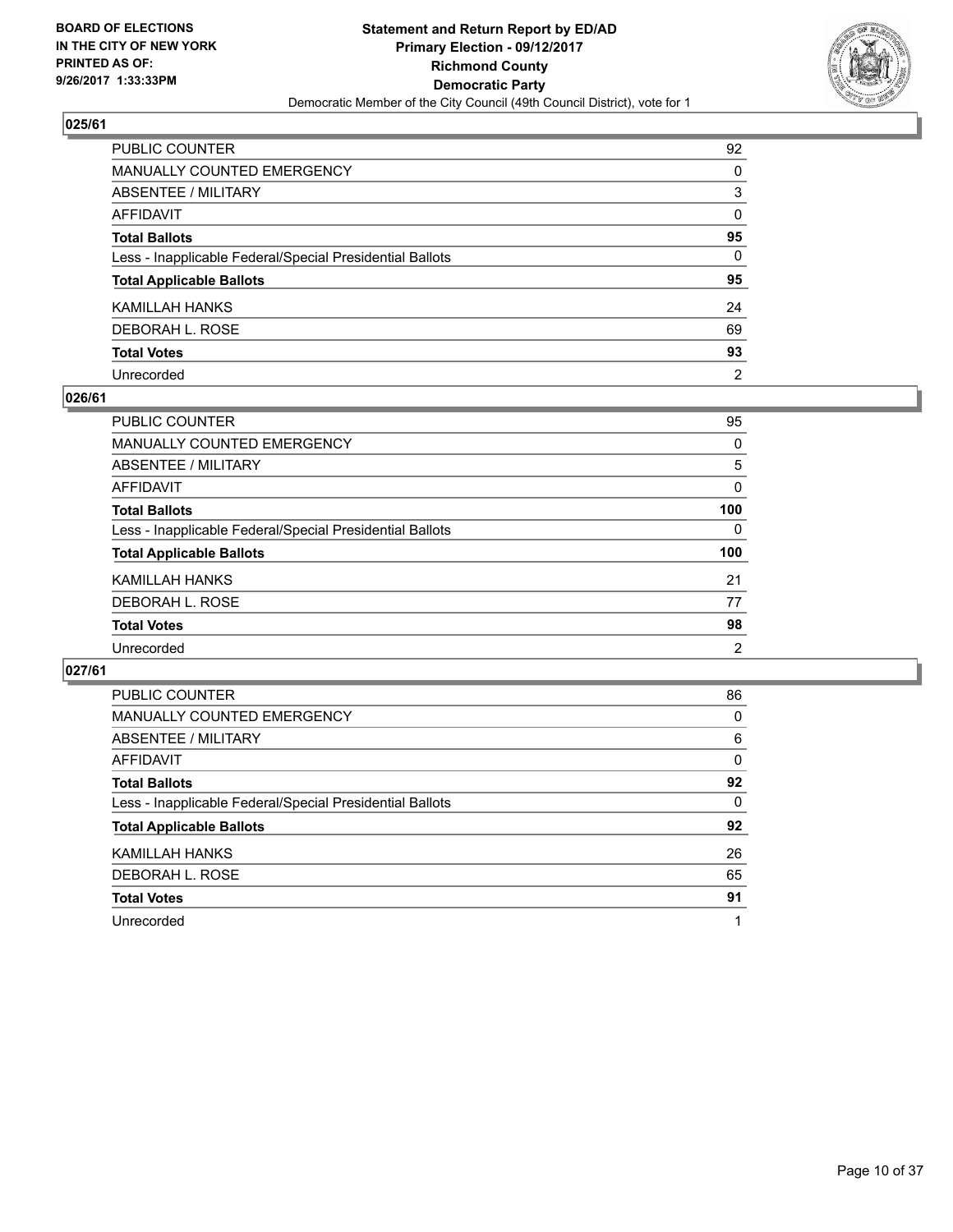**BOARD OF ELECTIONS IN THE CITY OF NEW YORK PRINTED AS OF: 9/26/2017 1:33:33PM**

**Statement and Return Report by ED/AD**
**Primary Election - 09/12/2017**
**Richmond County**
**Democratic Party**
Democratic Member of the City Council (49th Council District), vote for 1

### 025/61

| | |
|---|---|
| PUBLIC COUNTER | 92 |
| MANUALLY COUNTED EMERGENCY | 0 |
| ABSENTEE / MILITARY | 3 |
| AFFIDAVIT | 0 |
| **Total Ballots** | **95** |
| Less - Inapplicable Federal/Special Presidential Ballots | 0 |
| **Total Applicable Ballots** | **95** |
| KAMILLAH HANKS | 24 |
| DEBORAH L. ROSE | 69 |
| **Total Votes** | **93** |
| Unrecorded | 2 |

### 026/61

| | |
|---|---|
| PUBLIC COUNTER | 95 |
| MANUALLY COUNTED EMERGENCY | 0 |
| ABSENTEE / MILITARY | 5 |
| AFFIDAVIT | 0 |
| **Total Ballots** | **100** |
| Less - Inapplicable Federal/Special Presidential Ballots | 0 |
| **Total Applicable Ballots** | **100** |
| KAMILLAH HANKS | 21 |
| DEBORAH L. ROSE | 77 |
| **Total Votes** | **98** |
| Unrecorded | 2 |

### 027/61

| | |
|---|---|
| PUBLIC COUNTER | 86 |
| MANUALLY COUNTED EMERGENCY | 0 |
| ABSENTEE / MILITARY | 6 |
| AFFIDAVIT | 0 |
| **Total Ballots** | **92** |
| Less - Inapplicable Federal/Special Presidential Ballots | 0 |
| **Total Applicable Ballots** | **92** |
| KAMILLAH HANKS | 26 |
| DEBORAH L. ROSE | 65 |
| **Total Votes** | **91** |
| Unrecorded | 1 |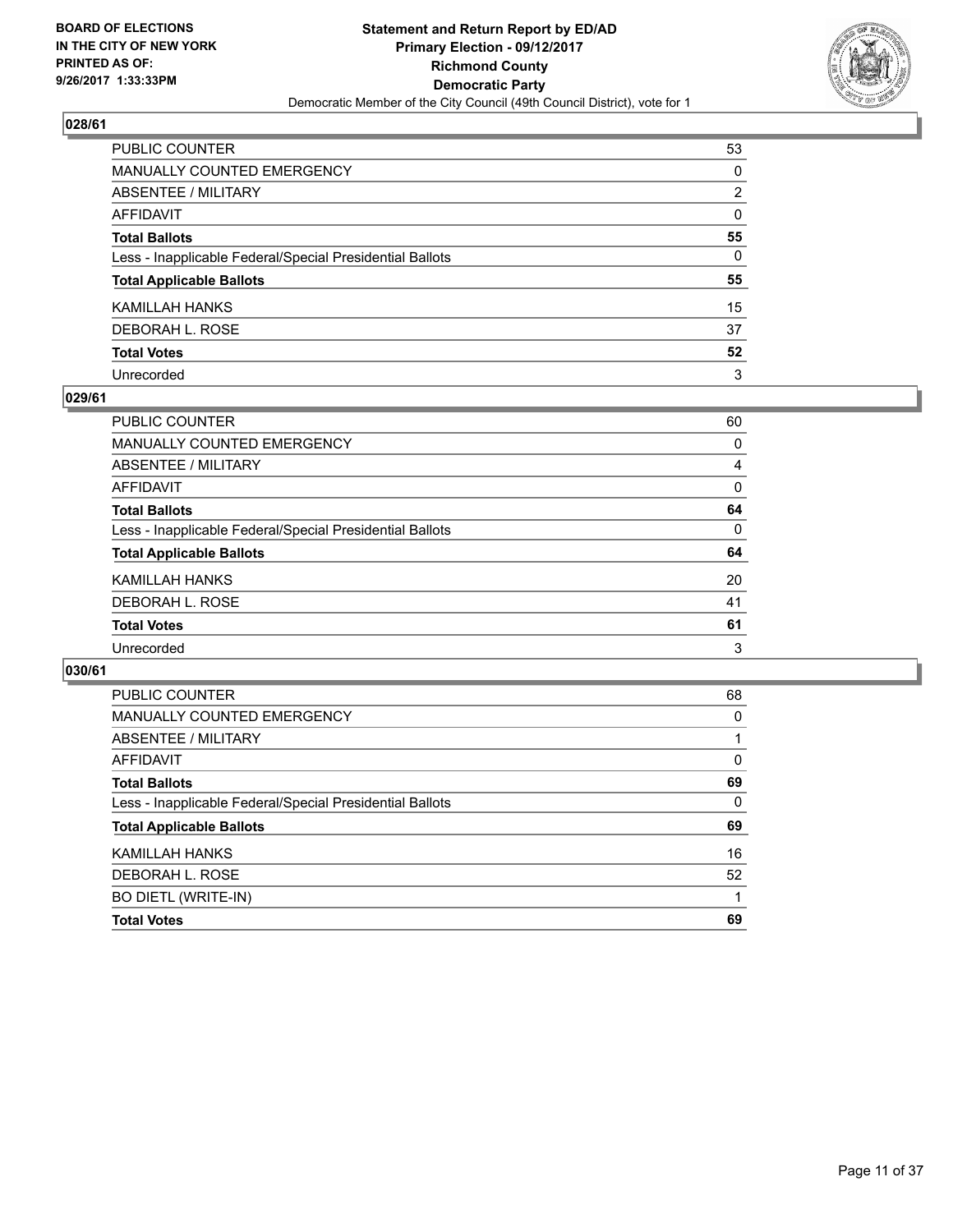BOARD OF ELECTIONS
IN THE CITY OF NEW YORK
PRINTED AS OF:
9/26/2017 1:33:33PM

**Statement and Return Report by ED/AD**
**Primary Election - 09/12/2017**
**Richmond County**
**Democratic Party**
Democratic Member of the City Council (49th Council District), vote for 1

## 028/61

| | |
|---|---|
| PUBLIC COUNTER | 53 |
| MANUALLY COUNTED EMERGENCY | 0 |
| ABSENTEE / MILITARY | 2 |
| AFFIDAVIT | 0 |
| **Total Ballots** | **55** |
| Less - Inapplicable Federal/Special Presidential Ballots | 0 |
| **Total Applicable Ballots** | **55** |
| KAMILLAH HANKS | 15 |
| DEBORAH L. ROSE | 37 |
| **Total Votes** | **52** |
| Unrecorded | 3 |

## 029/61

| | |
|---|---|
| PUBLIC COUNTER | 60 |
| MANUALLY COUNTED EMERGENCY | 0 |
| ABSENTEE / MILITARY | 4 |
| AFFIDAVIT | 0 |
| **Total Ballots** | **64** |
| Less - Inapplicable Federal/Special Presidential Ballots | 0 |
| **Total Applicable Ballots** | **64** |
| KAMILLAH HANKS | 20 |
| DEBORAH L. ROSE | 41 |
| **Total Votes** | **61** |
| Unrecorded | 3 |

## 030/61

| | |
|---|---|
| PUBLIC COUNTER | 68 |
| MANUALLY COUNTED EMERGENCY | 0 |
| ABSENTEE / MILITARY | 1 |
| AFFIDAVIT | 0 |
| **Total Ballots** | **69** |
| Less - Inapplicable Federal/Special Presidential Ballots | 0 |
| **Total Applicable Ballots** | **69** |
| KAMILLAH HANKS | 16 |
| DEBORAH L. ROSE | 52 |
| BO DIETL (WRITE-IN) | 1 |
| **Total Votes** | **69** |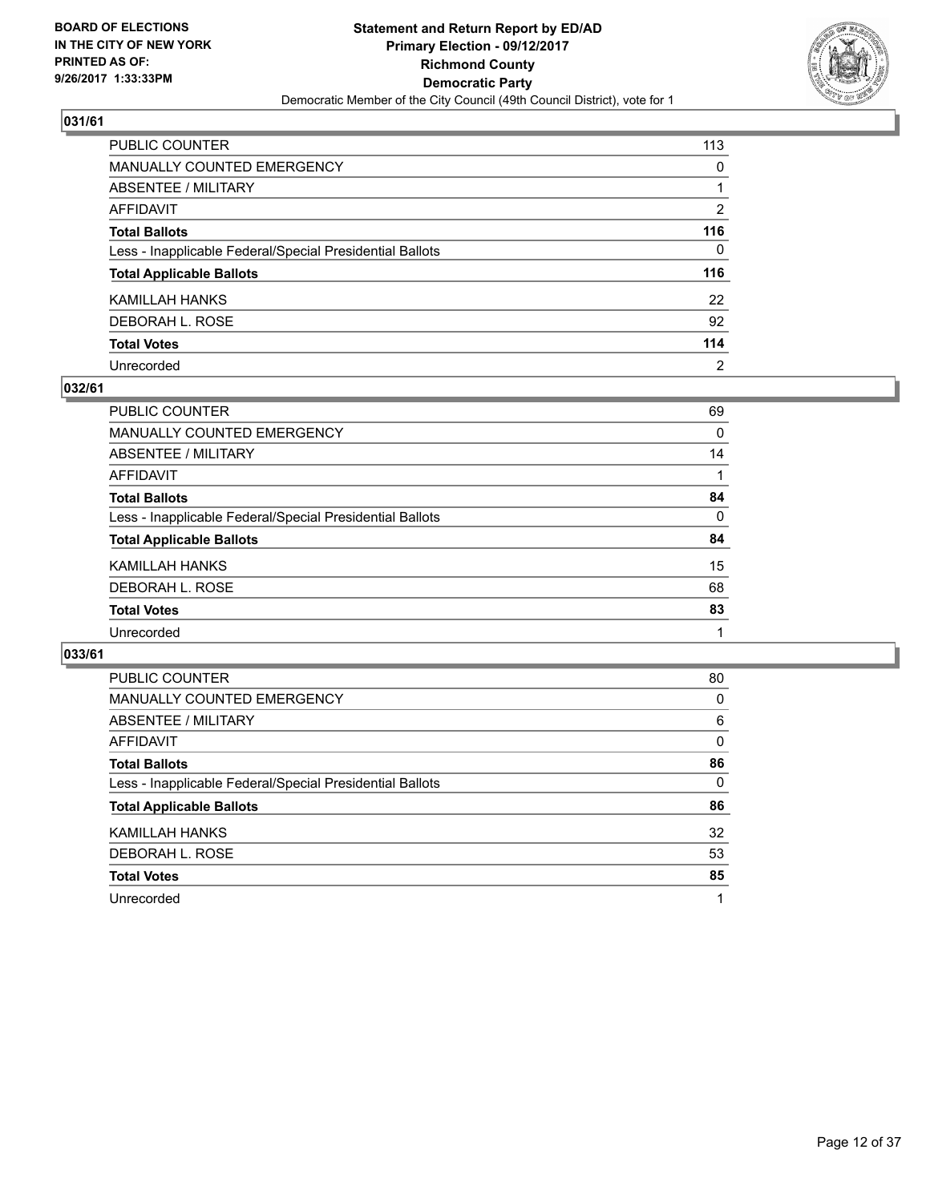**BOARD OF ELECTIONS IN THE CITY OF NEW YORK PRINTED AS OF: 9/26/2017 1:33:33PM**

**Statement and Return Report by ED/AD**
**Primary Election - 09/12/2017**
**Richmond County**
**Democratic Party**
Democratic Member of the City Council (49th Council District), vote for 1

## 031/61

| | |
|---|---|
| PUBLIC COUNTER | 113 |
| MANUALLY COUNTED EMERGENCY | 0 |
| ABSENTEE / MILITARY | 1 |
| AFFIDAVIT | 2 |
| **Total Ballots** | **116** |
| Less - Inapplicable Federal/Special Presidential Ballots | 0 |
| **Total Applicable Ballots** | **116** |
| KAMILLAH HANKS | 22 |
| DEBORAH L. ROSE | 92 |
| **Total Votes** | **114** |
| Unrecorded | 2 |

## 032/61

| | |
|---|---|
| PUBLIC COUNTER | 69 |
| MANUALLY COUNTED EMERGENCY | 0 |
| ABSENTEE / MILITARY | 14 |
| AFFIDAVIT | 1 |
| **Total Ballots** | **84** |
| Less - Inapplicable Federal/Special Presidential Ballots | 0 |
| **Total Applicable Ballots** | **84** |
| KAMILLAH HANKS | 15 |
| DEBORAH L. ROSE | 68 |
| **Total Votes** | **83** |
| Unrecorded | 1 |

## 033/61

| | |
|---|---|
| PUBLIC COUNTER | 80 |
| MANUALLY COUNTED EMERGENCY | 0 |
| ABSENTEE / MILITARY | 6 |
| AFFIDAVIT | 0 |
| **Total Ballots** | **86** |
| Less - Inapplicable Federal/Special Presidential Ballots | 0 |
| **Total Applicable Ballots** | **86** |
| KAMILLAH HANKS | 32 |
| DEBORAH L. ROSE | 53 |
| **Total Votes** | **85** |
| Unrecorded | 1 |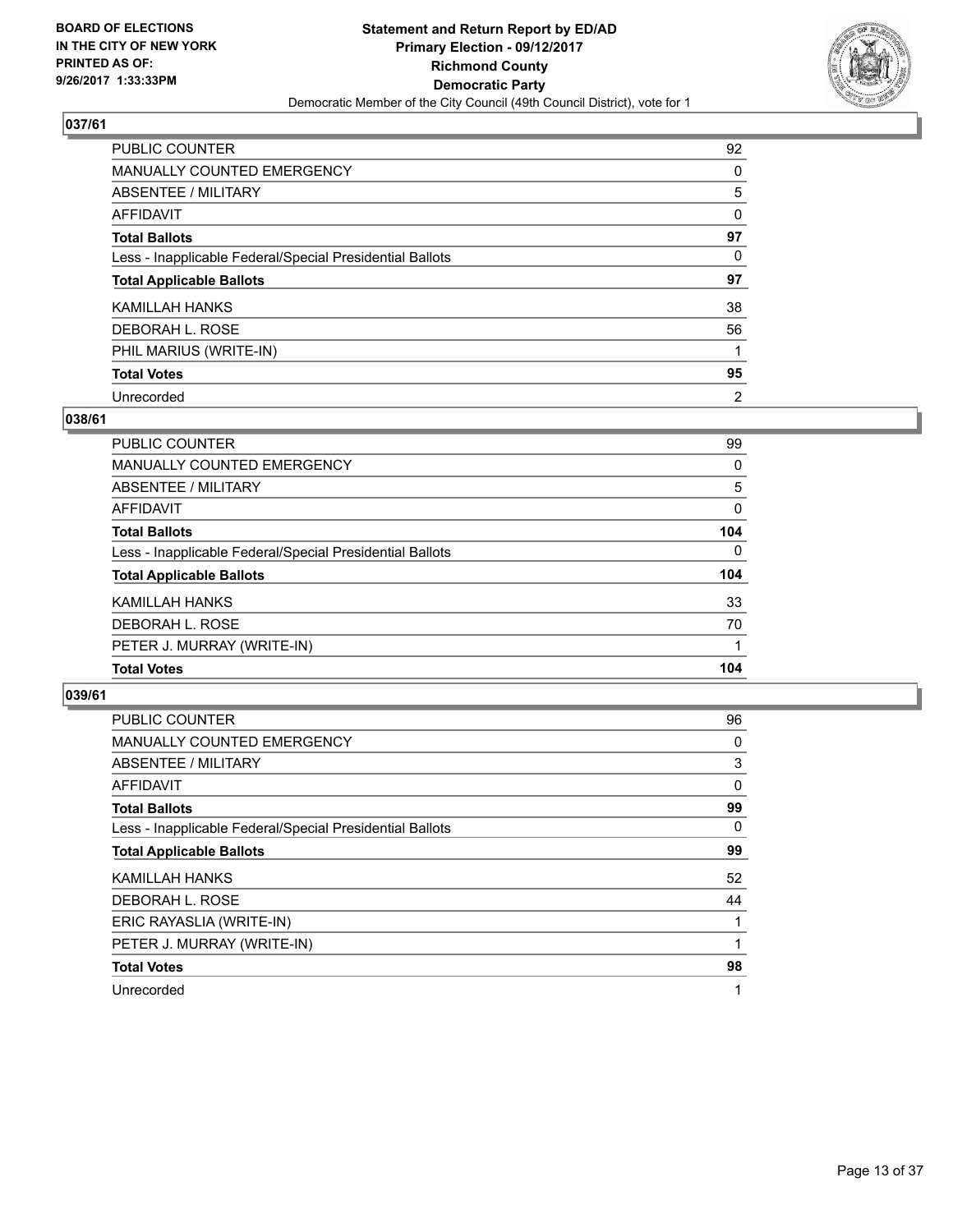**BOARD OF ELECTIONS IN THE CITY OF NEW YORK PRINTED AS OF: 9/26/2017 1:33:33PM**

**Statement and Return Report by ED/AD**
**Primary Election - 09/12/2017**
**Richmond County**
**Democratic Party**
Democratic Member of the City Council (49th Council District), vote for 1

## 037/61

| | |
|---|---|
| PUBLIC COUNTER | 92 |
| MANUALLY COUNTED EMERGENCY | 0 |
| ABSENTEE / MILITARY | 5 |
| AFFIDAVIT | 0 |
| **Total Ballots** | **97** |
| Less - Inapplicable Federal/Special Presidential Ballots | 0 |
| **Total Applicable Ballots** | **97** |
| KAMILLAH HANKS | 38 |
| DEBORAH L. ROSE | 56 |
| PHIL MARIUS (WRITE-IN) | 1 |
| **Total Votes** | **95** |
| Unrecorded | 2 |

## 038/61

| | |
|---|---|
| PUBLIC COUNTER | 99 |
| MANUALLY COUNTED EMERGENCY | 0 |
| ABSENTEE / MILITARY | 5 |
| AFFIDAVIT | 0 |
| **Total Ballots** | **104** |
| Less - Inapplicable Federal/Special Presidential Ballots | 0 |
| **Total Applicable Ballots** | **104** |
| KAMILLAH HANKS | 33 |
| DEBORAH L. ROSE | 70 |
| PETER J. MURRAY (WRITE-IN) | 1 |
| **Total Votes** | **104** |

## 039/61

| | |
|---|---|
| PUBLIC COUNTER | 96 |
| MANUALLY COUNTED EMERGENCY | 0 |
| ABSENTEE / MILITARY | 3 |
| AFFIDAVIT | 0 |
| **Total Ballots** | **99** |
| Less - Inapplicable Federal/Special Presidential Ballots | 0 |
| **Total Applicable Ballots** | **99** |
| KAMILLAH HANKS | 52 |
| DEBORAH L. ROSE | 44 |
| ERIC RAYASLIA (WRITE-IN) | 1 |
| PETER J. MURRAY (WRITE-IN) | 1 |
| **Total Votes** | **98** |
| Unrecorded | 1 |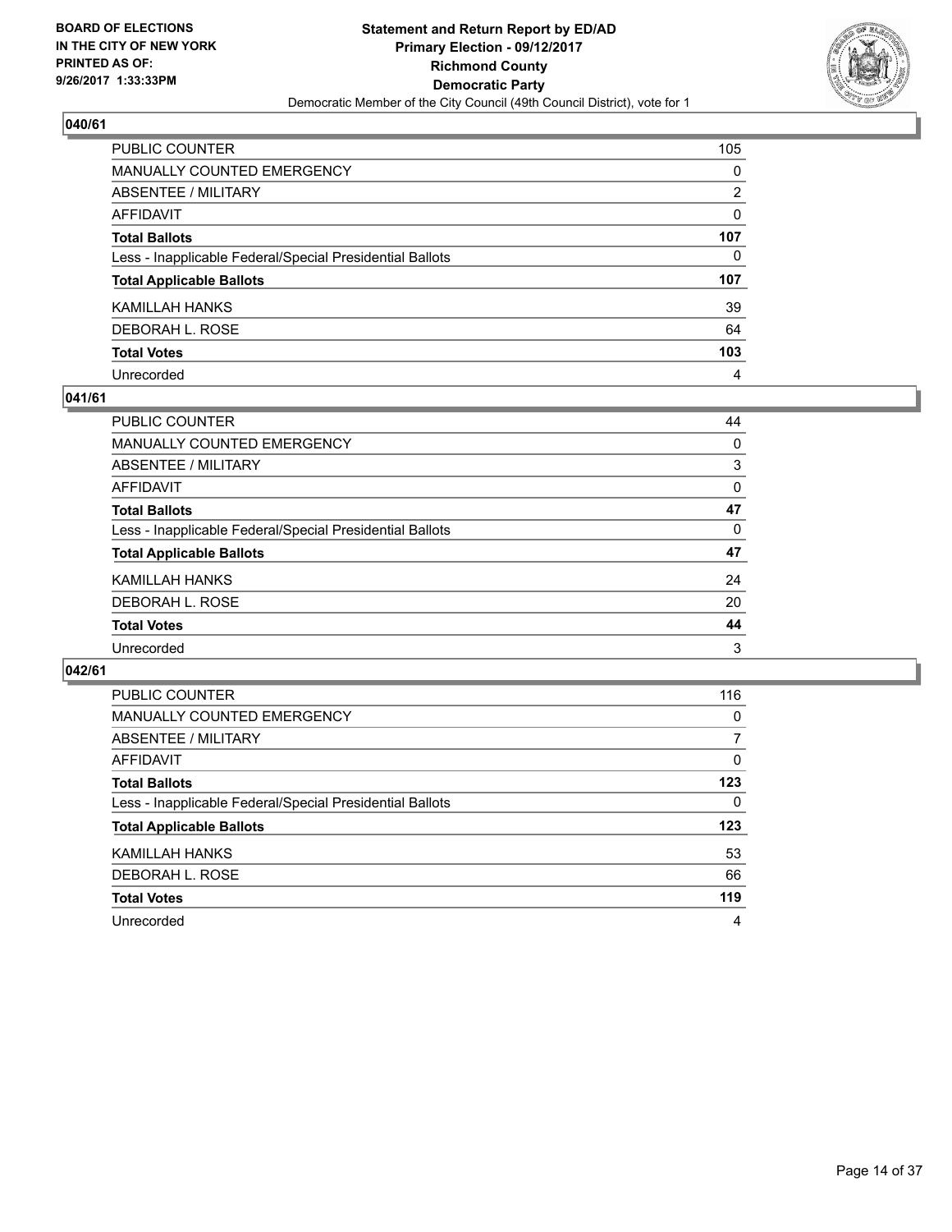BOARD OF ELECTIONS
IN THE CITY OF NEW YORK
PRINTED AS OF:
9/26/2017 1:33:33PM

**Statement and Return Report by ED/AD**
**Primary Election - 09/12/2017**
**Richmond County**
**Democratic Party**
Democratic Member of the City Council (49th Council District), vote for 1

## 040/61

| | |
|---|---|
| PUBLIC COUNTER | 105 |
| MANUALLY COUNTED EMERGENCY | 0 |
| ABSENTEE / MILITARY | 2 |
| AFFIDAVIT | 0 |
| **Total Ballots** | **107** |
| Less - Inapplicable Federal/Special Presidential Ballots | 0 |
| **Total Applicable Ballots** | **107** |
| KAMILLAH HANKS | 39 |
| DEBORAH L. ROSE | 64 |
| **Total Votes** | **103** |
| Unrecorded | 4 |

## 041/61

| | |
|---|---|
| PUBLIC COUNTER | 44 |
| MANUALLY COUNTED EMERGENCY | 0 |
| ABSENTEE / MILITARY | 3 |
| AFFIDAVIT | 0 |
| **Total Ballots** | **47** |
| Less - Inapplicable Federal/Special Presidential Ballots | 0 |
| **Total Applicable Ballots** | **47** |
| KAMILLAH HANKS | 24 |
| DEBORAH L. ROSE | 20 |
| **Total Votes** | **44** |
| Unrecorded | 3 |

## 042/61

| | |
|---|---|
| PUBLIC COUNTER | 116 |
| MANUALLY COUNTED EMERGENCY | 0 |
| ABSENTEE / MILITARY | 7 |
| AFFIDAVIT | 0 |
| **Total Ballots** | **123** |
| Less - Inapplicable Federal/Special Presidential Ballots | 0 |
| **Total Applicable Ballots** | **123** |
| KAMILLAH HANKS | 53 |
| DEBORAH L. ROSE | 66 |
| **Total Votes** | **119** |
| Unrecorded | 4 |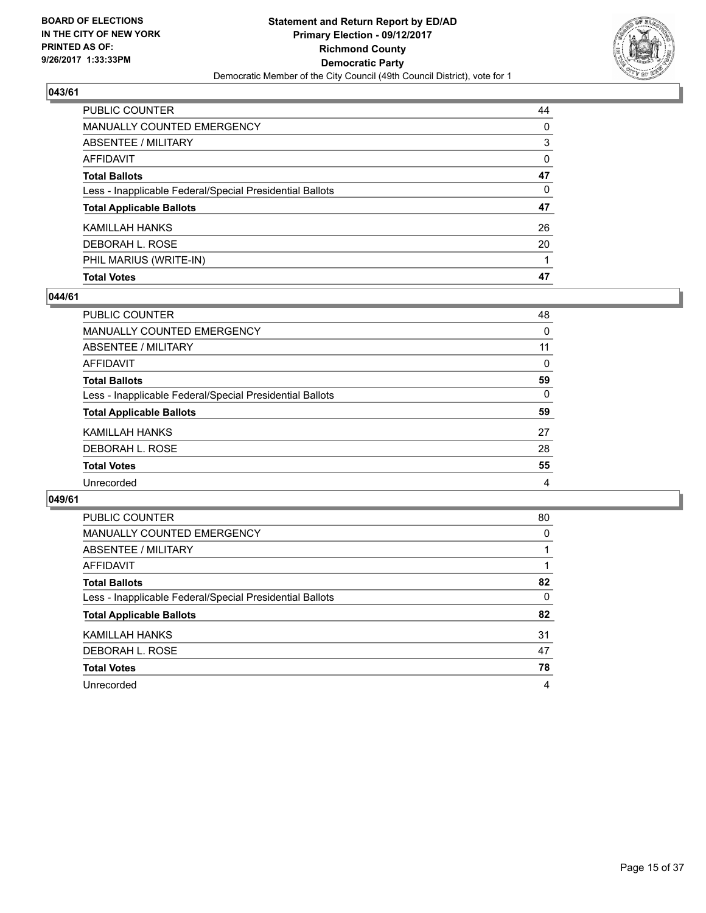BOARD OF ELECTIONS
IN THE CITY OF NEW YORK
PRINTED AS OF:
9/26/2017 1:33:33PM

**Statement and Return Report by ED/AD**
**Primary Election - 09/12/2017**
**Richmond County**
**Democratic Party**
Democratic Member of the City Council (49th Council District), vote for 1

### 043/61

| | |
|---|---|
| PUBLIC COUNTER | 44 |
| MANUALLY COUNTED EMERGENCY | 0 |
| ABSENTEE / MILITARY | 3 |
| AFFIDAVIT | 0 |
| **Total Ballots** | **47** |
| Less - Inapplicable Federal/Special Presidential Ballots | 0 |
| **Total Applicable Ballots** | **47** |
| KAMILLAH HANKS | 26 |
| DEBORAH L. ROSE | 20 |
| PHIL MARIUS (WRITE-IN) | 1 |
| **Total Votes** | **47** |

### 044/61

| | |
|---|---|
| PUBLIC COUNTER | 48 |
| MANUALLY COUNTED EMERGENCY | 0 |
| ABSENTEE / MILITARY | 11 |
| AFFIDAVIT | 0 |
| **Total Ballots** | **59** |
| Less - Inapplicable Federal/Special Presidential Ballots | 0 |
| **Total Applicable Ballots** | **59** |
| KAMILLAH HANKS | 27 |
| DEBORAH L. ROSE | 28 |
| **Total Votes** | **55** |
| Unrecorded | 4 |

### 049/61

| | |
|---|---|
| PUBLIC COUNTER | 80 |
| MANUALLY COUNTED EMERGENCY | 0 |
| ABSENTEE / MILITARY | 1 |
| AFFIDAVIT | 1 |
| **Total Ballots** | **82** |
| Less - Inapplicable Federal/Special Presidential Ballots | 0 |
| **Total Applicable Ballots** | **82** |
| KAMILLAH HANKS | 31 |
| DEBORAH L. ROSE | 47 |
| **Total Votes** | **78** |
| Unrecorded | 4 |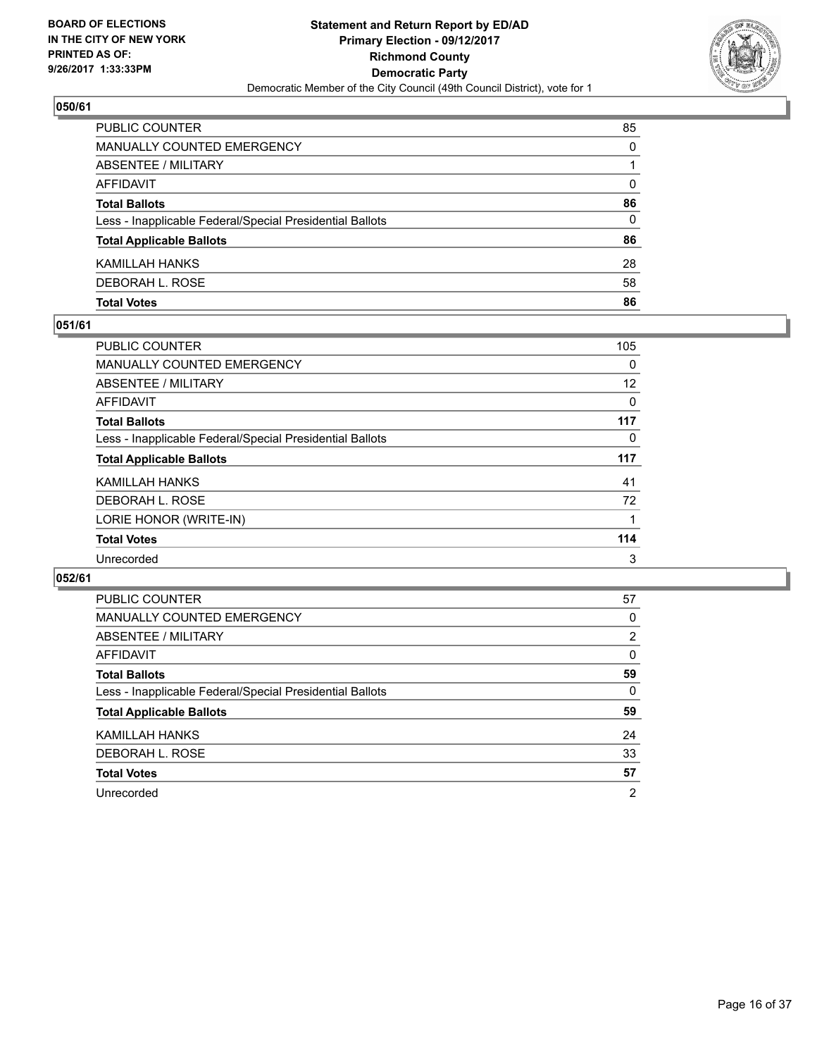**BOARD OF ELECTIONS IN THE CITY OF NEW YORK PRINTED AS OF: 9/26/2017 1:33:33PM**

**Statement and Return Report by ED/AD Primary Election - 09/12/2017 Richmond County Democratic Party**

Democratic Member of the City Council (49th Council District), vote for 1

## 050/61

| | |
|---|---|
| PUBLIC COUNTER | 85 |
| MANUALLY COUNTED EMERGENCY | 0 |
| ABSENTEE / MILITARY | 1 |
| AFFIDAVIT | 0 |
| **Total Ballots** | **86** |
| Less - Inapplicable Federal/Special Presidential Ballots | 0 |
| **Total Applicable Ballots** | **86** |
| KAMILLAH HANKS | 28 |
| DEBORAH L. ROSE | 58 |
| **Total Votes** | **86** |

## 051/61

| | |
|---|---|
| PUBLIC COUNTER | 105 |
| MANUALLY COUNTED EMERGENCY | 0 |
| ABSENTEE / MILITARY | 12 |
| AFFIDAVIT | 0 |
| **Total Ballots** | **117** |
| Less - Inapplicable Federal/Special Presidential Ballots | 0 |
| **Total Applicable Ballots** | **117** |
| KAMILLAH HANKS | 41 |
| DEBORAH L. ROSE | 72 |
| LORIE HONOR (WRITE-IN) | 1 |
| **Total Votes** | **114** |
| Unrecorded | 3 |

## 052/61

| | |
|---|---|
| PUBLIC COUNTER | 57 |
| MANUALLY COUNTED EMERGENCY | 0 |
| ABSENTEE / MILITARY | 2 |
| AFFIDAVIT | 0 |
| **Total Ballots** | **59** |
| Less - Inapplicable Federal/Special Presidential Ballots | 0 |
| **Total Applicable Ballots** | **59** |
| KAMILLAH HANKS | 24 |
| DEBORAH L. ROSE | 33 |
| **Total Votes** | **57** |
| Unrecorded | 2 |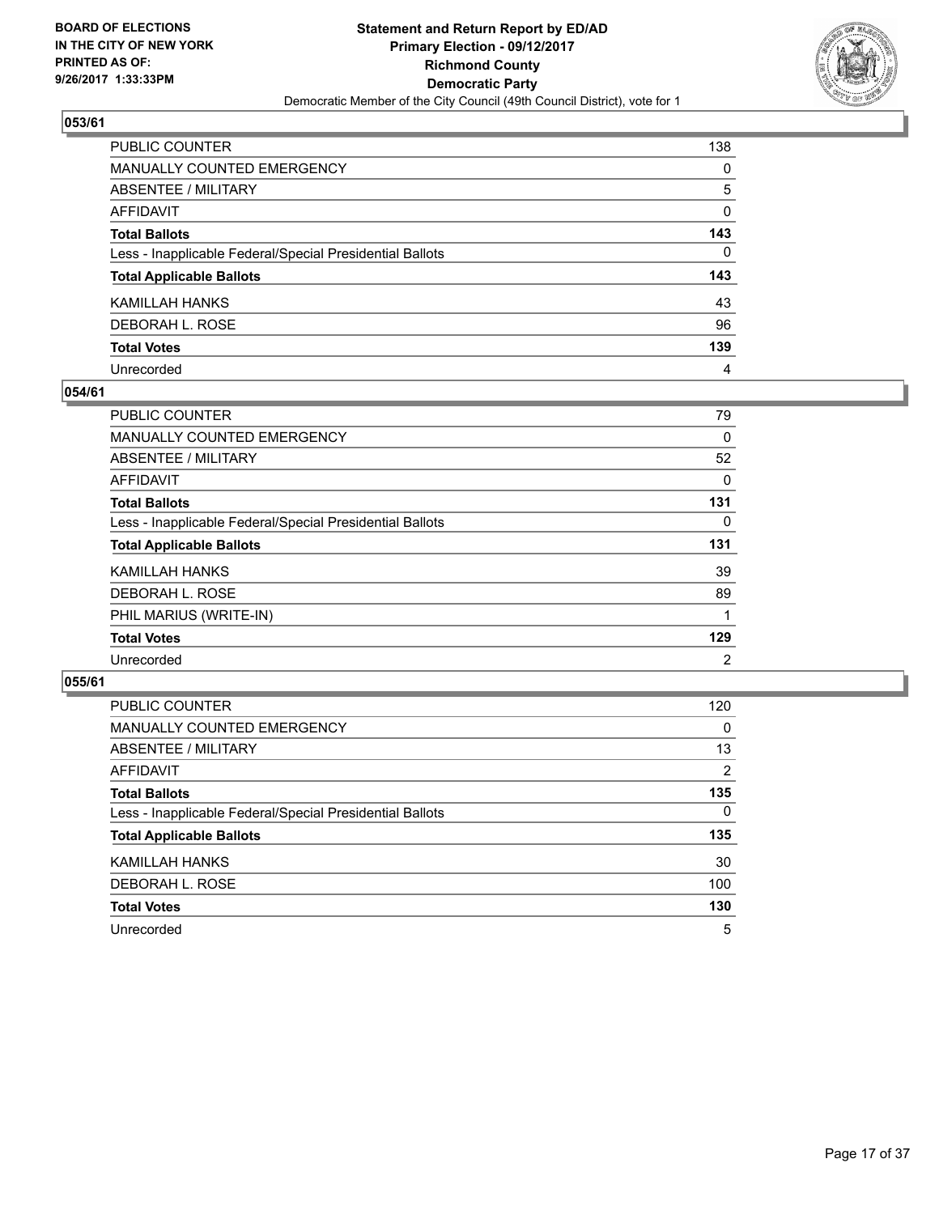**BOARD OF ELECTIONS IN THE CITY OF NEW YORK PRINTED AS OF: 9/26/2017 1:33:33PM**

**Statement and Return Report by ED/AD**
**Primary Election - 09/12/2017**
**Richmond County**
**Democratic Party**
Democratic Member of the City Council (49th Council District), vote for 1

## 053/61

| | |
|---|---|
| PUBLIC COUNTER | 138 |
| MANUALLY COUNTED EMERGENCY | 0 |
| ABSENTEE / MILITARY | 5 |
| AFFIDAVIT | 0 |
| **Total Ballots** | **143** |
| Less - Inapplicable Federal/Special Presidential Ballots | 0 |
| **Total Applicable Ballots** | **143** |
| KAMILLAH HANKS | 43 |
| DEBORAH L. ROSE | 96 |
| **Total Votes** | **139** |
| Unrecorded | 4 |

## 054/61

| | |
|---|---|
| PUBLIC COUNTER | 79 |
| MANUALLY COUNTED EMERGENCY | 0 |
| ABSENTEE / MILITARY | 52 |
| AFFIDAVIT | 0 |
| **Total Ballots** | **131** |
| Less - Inapplicable Federal/Special Presidential Ballots | 0 |
| **Total Applicable Ballots** | **131** |
| KAMILLAH HANKS | 39 |
| DEBORAH L. ROSE | 89 |
| PHIL MARIUS (WRITE-IN) | 1 |
| **Total Votes** | **129** |
| Unrecorded | 2 |

## 055/61

| | |
|---|---|
| PUBLIC COUNTER | 120 |
| MANUALLY COUNTED EMERGENCY | 0 |
| ABSENTEE / MILITARY | 13 |
| AFFIDAVIT | 2 |
| **Total Ballots** | **135** |
| Less - Inapplicable Federal/Special Presidential Ballots | 0 |
| **Total Applicable Ballots** | **135** |
| KAMILLAH HANKS | 30 |
| DEBORAH L. ROSE | 100 |
| **Total Votes** | **130** |
| Unrecorded | 5 |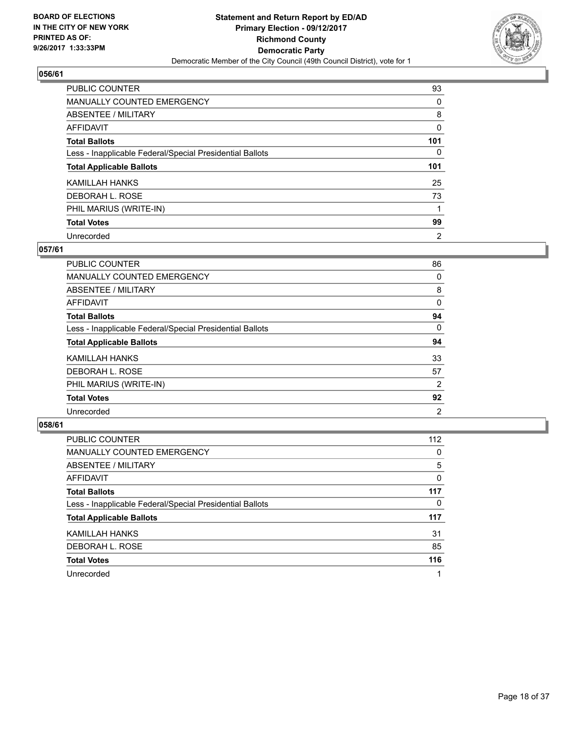**BOARD OF ELECTIONS IN THE CITY OF NEW YORK**
**PRINTED AS OF: 9/26/2017 1:33:33PM**

**Statement and Return Report by ED/AD**
**Primary Election - 09/12/2017**
**Richmond County**
**Democratic Party**
Democratic Member of the City Council (49th Council District), vote for 1

## 056/61

| | |
|---|---|
| PUBLIC COUNTER | 93 |
| MANUALLY COUNTED EMERGENCY | 0 |
| ABSENTEE / MILITARY | 8 |
| AFFIDAVIT | 0 |
| **Total Ballots** | **101** |
| Less - Inapplicable Federal/Special Presidential Ballots | 0 |
| **Total Applicable Ballots** | **101** |
| KAMILLAH HANKS | 25 |
| DEBORAH L. ROSE | 73 |
| PHIL MARIUS (WRITE-IN) | 1 |
| **Total Votes** | **99** |
| Unrecorded | 2 |

## 057/61

| | |
|---|---|
| PUBLIC COUNTER | 86 |
| MANUALLY COUNTED EMERGENCY | 0 |
| ABSENTEE / MILITARY | 8 |
| AFFIDAVIT | 0 |
| **Total Ballots** | **94** |
| Less - Inapplicable Federal/Special Presidential Ballots | 0 |
| **Total Applicable Ballots** | **94** |
| KAMILLAH HANKS | 33 |
| DEBORAH L. ROSE | 57 |
| PHIL MARIUS (WRITE-IN) | 2 |
| **Total Votes** | **92** |
| Unrecorded | 2 |

## 058/61

| | |
|---|---|
| PUBLIC COUNTER | 112 |
| MANUALLY COUNTED EMERGENCY | 0 |
| ABSENTEE / MILITARY | 5 |
| AFFIDAVIT | 0 |
| **Total Ballots** | **117** |
| Less - Inapplicable Federal/Special Presidential Ballots | 0 |
| **Total Applicable Ballots** | **117** |
| KAMILLAH HANKS | 31 |
| DEBORAH L. ROSE | 85 |
| **Total Votes** | **116** |
| Unrecorded | 1 |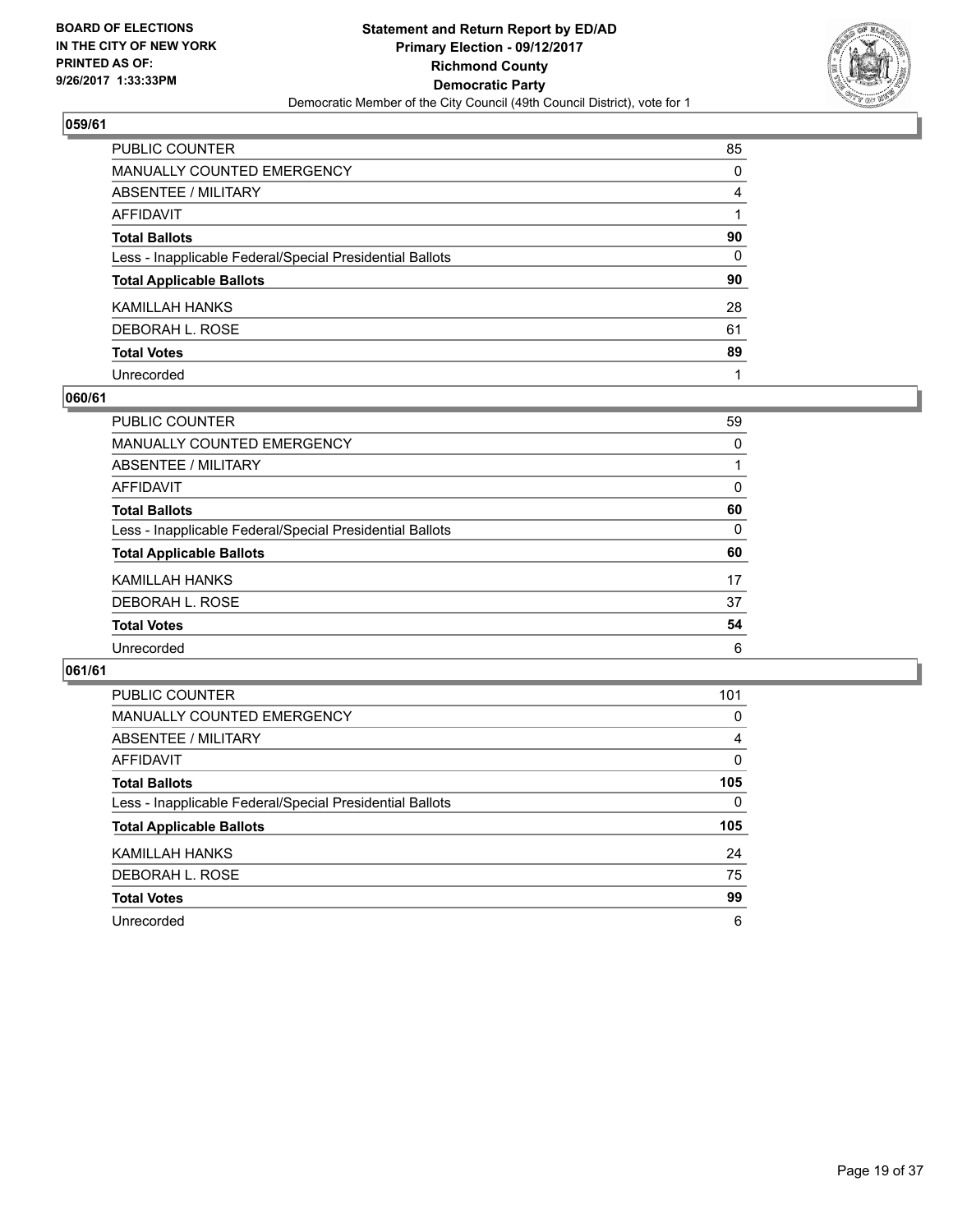**BOARD OF ELECTIONS IN THE CITY OF NEW YORK PRINTED AS OF: 9/26/2017 1:33:33PM**

**Statement and Return Report by ED/AD Primary Election - 09/12/2017 Richmond County Democratic Party**

Democratic Member of the City Council (49th Council District), vote for 1

### 059/61

| | |
|---|---|
| PUBLIC COUNTER | 85 |
| MANUALLY COUNTED EMERGENCY | 0 |
| ABSENTEE / MILITARY | 4 |
| AFFIDAVIT | 1 |
| **Total Ballots** | **90** |
| Less - Inapplicable Federal/Special Presidential Ballots | 0 |
| **Total Applicable Ballots** | **90** |
| KAMILLAH HANKS | 28 |
| DEBORAH L. ROSE | 61 |
| **Total Votes** | **89** |
| Unrecorded | 1 |

### 060/61

| | |
|---|---|
| PUBLIC COUNTER | 59 |
| MANUALLY COUNTED EMERGENCY | 0 |
| ABSENTEE / MILITARY | 1 |
| AFFIDAVIT | 0 |
| **Total Ballots** | **60** |
| Less - Inapplicable Federal/Special Presidential Ballots | 0 |
| **Total Applicable Ballots** | **60** |
| KAMILLAH HANKS | 17 |
| DEBORAH L. ROSE | 37 |
| **Total Votes** | **54** |
| Unrecorded | 6 |

### 061/61

| | |
|---|---|
| PUBLIC COUNTER | 101 |
| MANUALLY COUNTED EMERGENCY | 0 |
| ABSENTEE / MILITARY | 4 |
| AFFIDAVIT | 0 |
| **Total Ballots** | **105** |
| Less - Inapplicable Federal/Special Presidential Ballots | 0 |
| **Total Applicable Ballots** | **105** |
| KAMILLAH HANKS | 24 |
| DEBORAH L. ROSE | 75 |
| **Total Votes** | **99** |
| Unrecorded | 6 |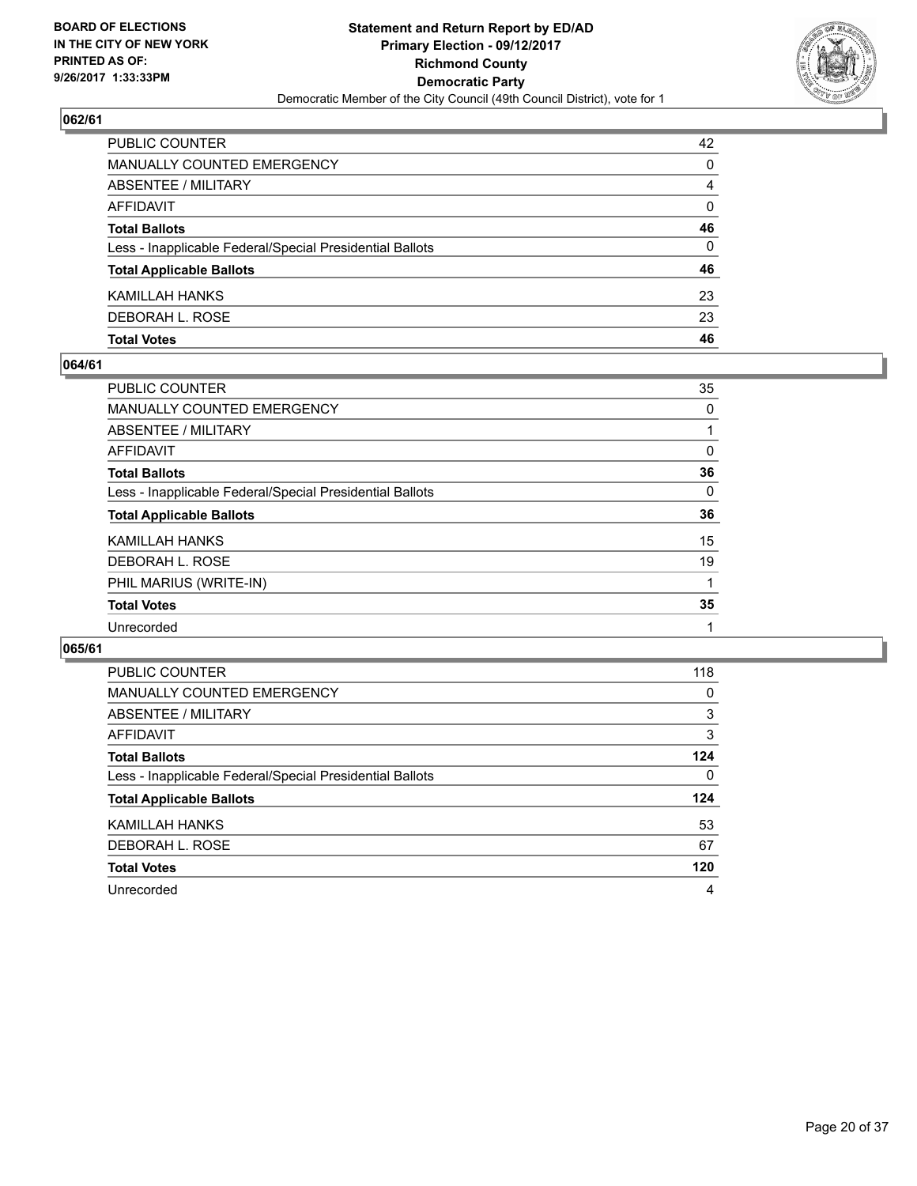## 062/61

| | |
|---|---|
| PUBLIC COUNTER | 42 |
| MANUALLY COUNTED EMERGENCY | 0 |
| ABSENTEE / MILITARY | 4 |
| AFFIDAVIT | 0 |
| **Total Ballots** | **46** |
| Less - Inapplicable Federal/Special Presidential Ballots | 0 |
| **Total Applicable Ballots** | **46** |
| KAMILLAH HANKS | 23 |
| DEBORAH L. ROSE | 23 |
| **Total Votes** | **46** |

## 064/61

| | |
|---|---|
| PUBLIC COUNTER | 35 |
| MANUALLY COUNTED EMERGENCY | 0 |
| ABSENTEE / MILITARY | 1 |
| AFFIDAVIT | 0 |
| **Total Ballots** | **36** |
| Less - Inapplicable Federal/Special Presidential Ballots | 0 |
| **Total Applicable Ballots** | **36** |
| KAMILLAH HANKS | 15 |
| DEBORAH L. ROSE | 19 |
| PHIL MARIUS (WRITE-IN) | 1 |
| **Total Votes** | **35** |
| Unrecorded | 1 |

## 065/61

| | |
|---|---|
| PUBLIC COUNTER | 118 |
| MANUALLY COUNTED EMERGENCY | 0 |
| ABSENTEE / MILITARY | 3 |
| AFFIDAVIT | 3 |
| **Total Ballots** | **124** |
| Less - Inapplicable Federal/Special Presidential Ballots | 0 |
| **Total Applicable Ballots** | **124** |
| KAMILLAH HANKS | 53 |
| DEBORAH L. ROSE | 67 |
| **Total Votes** | **120** |
| Unrecorded | 4 |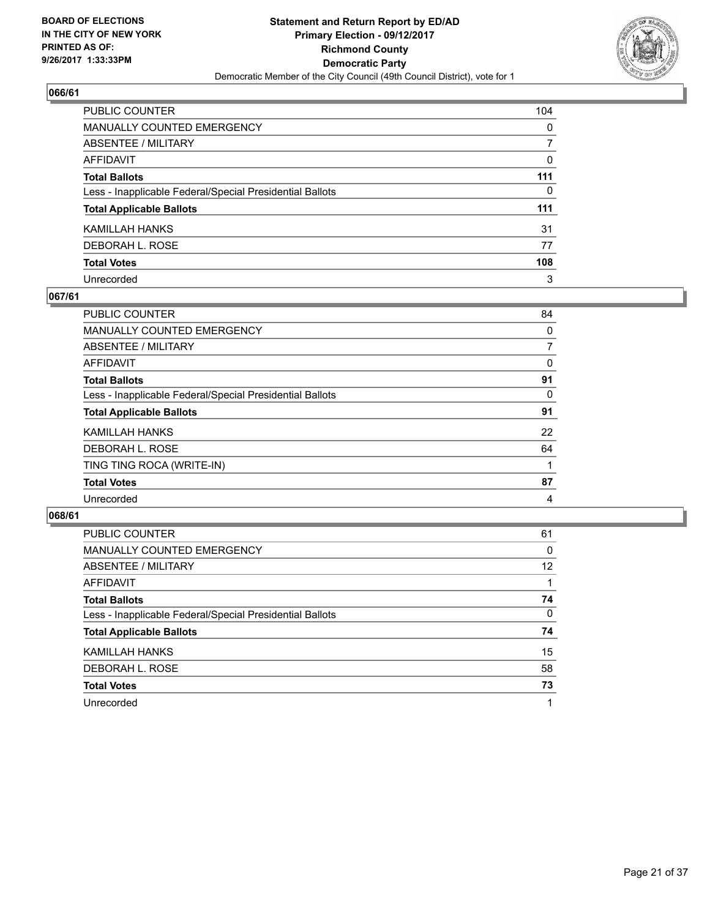BOARD OF ELECTIONS
IN THE CITY OF NEW YORK
PRINTED AS OF:
9/26/2017 1:33:33PM

**Statement and Return Report by ED/AD**
**Primary Election - 09/12/2017**
**Richmond County**
**Democratic Party**
Democratic Member of the City Council (49th Council District), vote for 1

## 066/61

| | |
|---|---|
| PUBLIC COUNTER | 104 |
| MANUALLY COUNTED EMERGENCY | 0 |
| ABSENTEE / MILITARY | 7 |
| AFFIDAVIT | 0 |
| **Total Ballots** | **111** |
| Less - Inapplicable Federal/Special Presidential Ballots | 0 |
| **Total Applicable Ballots** | **111** |
| KAMILLAH HANKS | 31 |
| DEBORAH L. ROSE | 77 |
| **Total Votes** | **108** |
| Unrecorded | 3 |

## 067/61

| | |
|---|---|
| PUBLIC COUNTER | 84 |
| MANUALLY COUNTED EMERGENCY | 0 |
| ABSENTEE / MILITARY | 7 |
| AFFIDAVIT | 0 |
| **Total Ballots** | **91** |
| Less - Inapplicable Federal/Special Presidential Ballots | 0 |
| **Total Applicable Ballots** | **91** |
| KAMILLAH HANKS | 22 |
| DEBORAH L. ROSE | 64 |
| TING TING ROCA (WRITE-IN) | 1 |
| **Total Votes** | **87** |
| Unrecorded | 4 |

## 068/61

| | |
|---|---|
| PUBLIC COUNTER | 61 |
| MANUALLY COUNTED EMERGENCY | 0 |
| ABSENTEE / MILITARY | 12 |
| AFFIDAVIT | 1 |
| **Total Ballots** | **74** |
| Less - Inapplicable Federal/Special Presidential Ballots | 0 |
| **Total Applicable Ballots** | **74** |
| KAMILLAH HANKS | 15 |
| DEBORAH L. ROSE | 58 |
| **Total Votes** | **73** |
| Unrecorded | 1 |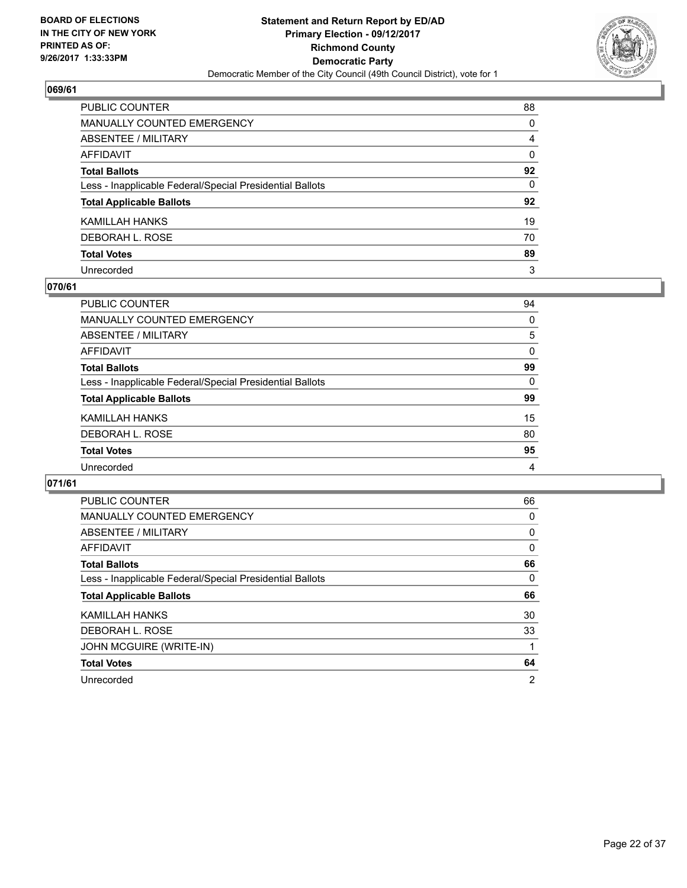BOARD OF ELECTIONS
IN THE CITY OF NEW YORK
PRINTED AS OF:
9/26/2017 1:33:33PM

**Statement and Return Report by ED/AD**
**Primary Election - 09/12/2017**
**Richmond County**
**Democratic Party**
Democratic Member of the City Council (49th Council District), vote for 1

## 069/61

| | |
|---|---|
| PUBLIC COUNTER | 88 |
| MANUALLY COUNTED EMERGENCY | 0 |
| ABSENTEE / MILITARY | 4 |
| AFFIDAVIT | 0 |
| **Total Ballots** | **92** |
| Less - Inapplicable Federal/Special Presidential Ballots | 0 |
| **Total Applicable Ballots** | **92** |
| KAMILLAH HANKS | 19 |
| DEBORAH L. ROSE | 70 |
| **Total Votes** | **89** |
| Unrecorded | 3 |

## 070/61

| | |
|---|---|
| PUBLIC COUNTER | 94 |
| MANUALLY COUNTED EMERGENCY | 0 |
| ABSENTEE / MILITARY | 5 |
| AFFIDAVIT | 0 |
| **Total Ballots** | **99** |
| Less - Inapplicable Federal/Special Presidential Ballots | 0 |
| **Total Applicable Ballots** | **99** |
| KAMILLAH HANKS | 15 |
| DEBORAH L. ROSE | 80 |
| **Total Votes** | **95** |
| Unrecorded | 4 |

## 071/61

| | |
|---|---|
| PUBLIC COUNTER | 66 |
| MANUALLY COUNTED EMERGENCY | 0 |
| ABSENTEE / MILITARY | 0 |
| AFFIDAVIT | 0 |
| **Total Ballots** | **66** |
| Less - Inapplicable Federal/Special Presidential Ballots | 0 |
| **Total Applicable Ballots** | **66** |
| KAMILLAH HANKS | 30 |
| DEBORAH L. ROSE | 33 |
| JOHN MCGUIRE (WRITE-IN) | 1 |
| **Total Votes** | **64** |
| Unrecorded | 2 |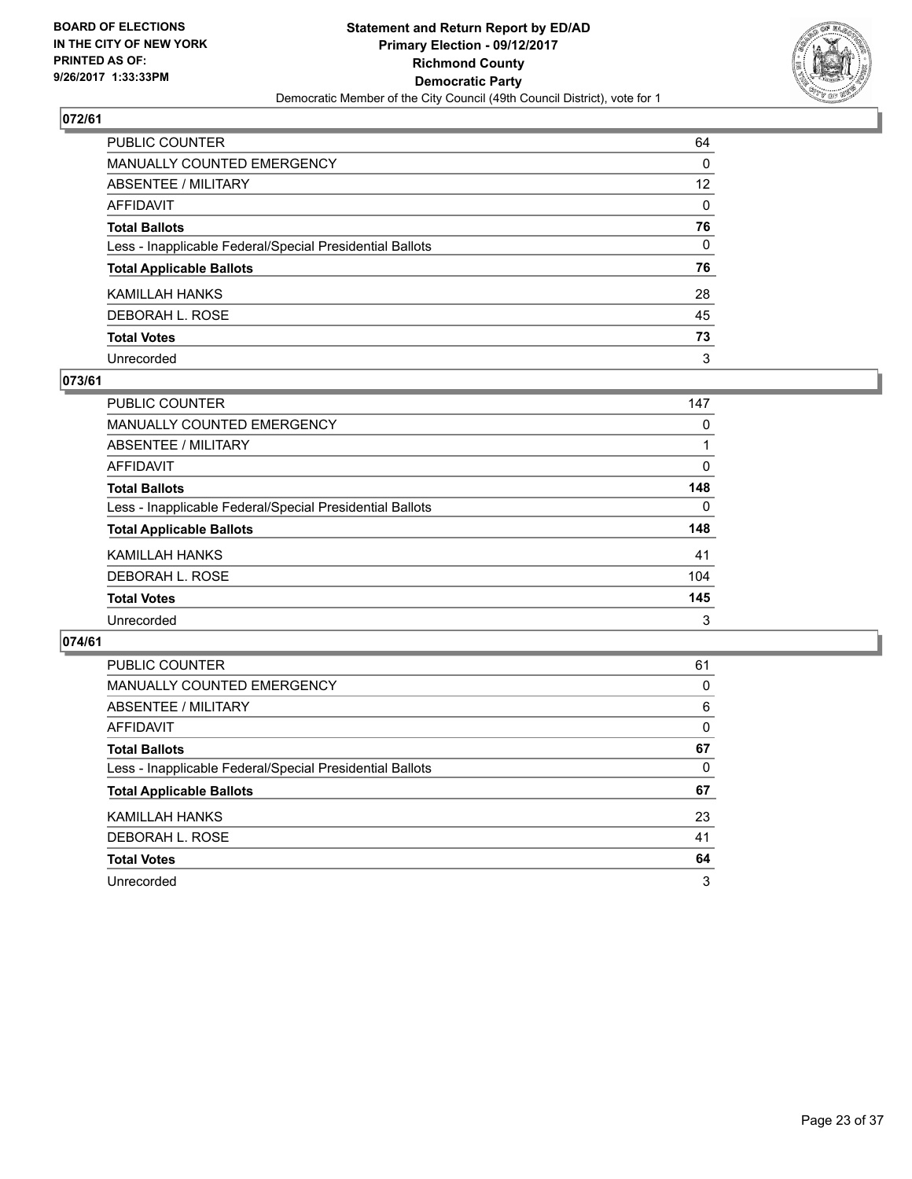**BOARD OF ELECTIONS IN THE CITY OF NEW YORK PRINTED AS OF: 9/26/2017 1:33:33PM**

**Statement and Return Report by ED/AD Primary Election - 09/12/2017 Richmond County Democratic Party**

Democratic Member of the City Council (49th Council District), vote for 1

### 072/61

| | |
|---|---|
| PUBLIC COUNTER | 64 |
| MANUALLY COUNTED EMERGENCY | 0 |
| ABSENTEE / MILITARY | 12 |
| AFFIDAVIT | 0 |
| **Total Ballots** | **76** |
| Less - Inapplicable Federal/Special Presidential Ballots | 0 |
| **Total Applicable Ballots** | **76** |
| KAMILLAH HANKS | 28 |
| DEBORAH L. ROSE | 45 |
| **Total Votes** | **73** |
| Unrecorded | 3 |

### 073/61

| | |
|---|---|
| PUBLIC COUNTER | 147 |
| MANUALLY COUNTED EMERGENCY | 0 |
| ABSENTEE / MILITARY | 1 |
| AFFIDAVIT | 0 |
| **Total Ballots** | **148** |
| Less - Inapplicable Federal/Special Presidential Ballots | 0 |
| **Total Applicable Ballots** | **148** |
| KAMILLAH HANKS | 41 |
| DEBORAH L. ROSE | 104 |
| **Total Votes** | **145** |
| Unrecorded | 3 |

### 074/61

| | |
|---|---|
| PUBLIC COUNTER | 61 |
| MANUALLY COUNTED EMERGENCY | 0 |
| ABSENTEE / MILITARY | 6 |
| AFFIDAVIT | 0 |
| **Total Ballots** | **67** |
| Less - Inapplicable Federal/Special Presidential Ballots | 0 |
| **Total Applicable Ballots** | **67** |
| KAMILLAH HANKS | 23 |
| DEBORAH L. ROSE | 41 |
| **Total Votes** | **64** |
| Unrecorded | 3 |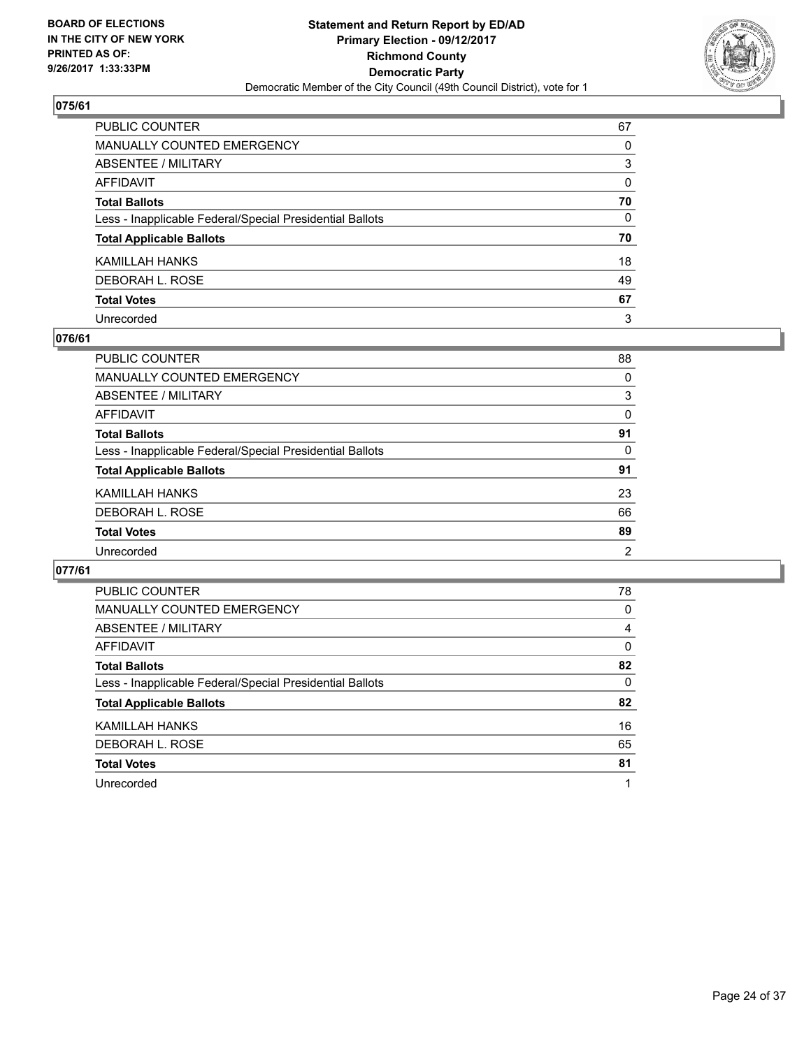BOARD OF ELECTIONS
IN THE CITY OF NEW YORK
PRINTED AS OF:
9/26/2017 1:33:33PM

**Statement and Return Report by ED/AD**
**Primary Election - 09/12/2017**
**Richmond County**
**Democratic Party**
Democratic Member of the City Council (49th Council District), vote for 1

## 075/61

| | |
|---|---|
| PUBLIC COUNTER | 67 |
| MANUALLY COUNTED EMERGENCY | 0 |
| ABSENTEE / MILITARY | 3 |
| AFFIDAVIT | 0 |
| **Total Ballots** | **70** |
| Less - Inapplicable Federal/Special Presidential Ballots | 0 |
| **Total Applicable Ballots** | **70** |
| KAMILLAH HANKS | 18 |
| DEBORAH L. ROSE | 49 |
| **Total Votes** | **67** |
| Unrecorded | 3 |

## 076/61

| | |
|---|---|
| PUBLIC COUNTER | 88 |
| MANUALLY COUNTED EMERGENCY | 0 |
| ABSENTEE / MILITARY | 3 |
| AFFIDAVIT | 0 |
| **Total Ballots** | **91** |
| Less - Inapplicable Federal/Special Presidential Ballots | 0 |
| **Total Applicable Ballots** | **91** |
| KAMILLAH HANKS | 23 |
| DEBORAH L. ROSE | 66 |
| **Total Votes** | **89** |
| Unrecorded | 2 |

## 077/61

| | |
|---|---|
| PUBLIC COUNTER | 78 |
| MANUALLY COUNTED EMERGENCY | 0 |
| ABSENTEE / MILITARY | 4 |
| AFFIDAVIT | 0 |
| **Total Ballots** | **82** |
| Less - Inapplicable Federal/Special Presidential Ballots | 0 |
| **Total Applicable Ballots** | **82** |
| KAMILLAH HANKS | 16 |
| DEBORAH L. ROSE | 65 |
| **Total Votes** | **81** |
| Unrecorded | 1 |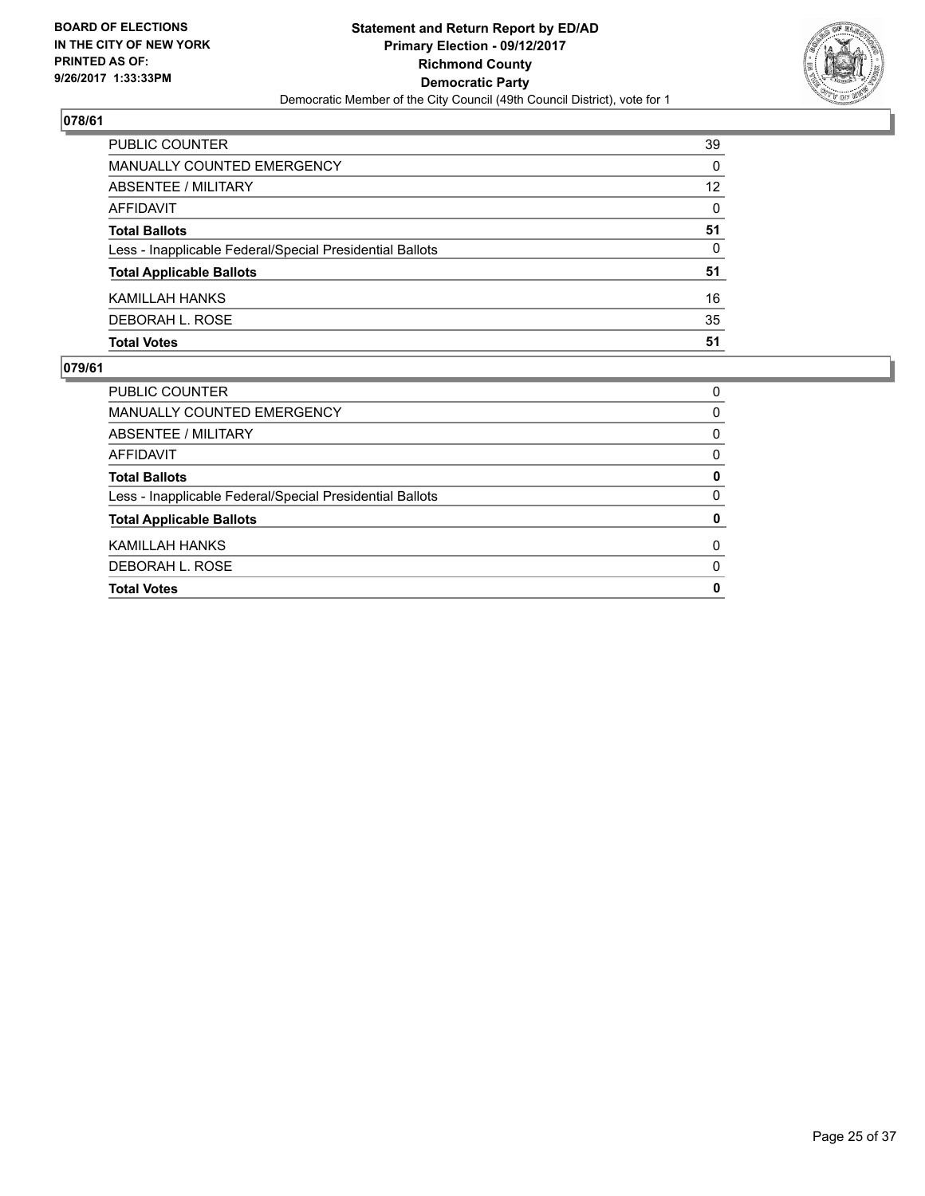## 078/61

| | |
|---|---|
| PUBLIC COUNTER | 39 |
| MANUALLY COUNTED EMERGENCY | 0 |
| ABSENTEE / MILITARY | 12 |
| AFFIDAVIT | 0 |
| **Total Ballots** | **51** |
| Less - Inapplicable Federal/Special Presidential Ballots | 0 |
| **Total Applicable Ballots** | **51** |
| KAMILLAH HANKS | 16 |
| DEBORAH L. ROSE | 35 |
| **Total Votes** | **51** |

## 079/61

| | |
|---|---|
| PUBLIC COUNTER | 0 |
| MANUALLY COUNTED EMERGENCY | 0 |
| ABSENTEE / MILITARY | 0 |
| AFFIDAVIT | 0 |
| **Total Ballots** | **0** |
| Less - Inapplicable Federal/Special Presidential Ballots | 0 |
| **Total Applicable Ballots** | **0** |
| KAMILLAH HANKS | 0 |
| DEBORAH L. ROSE | 0 |
| **Total Votes** | **0** |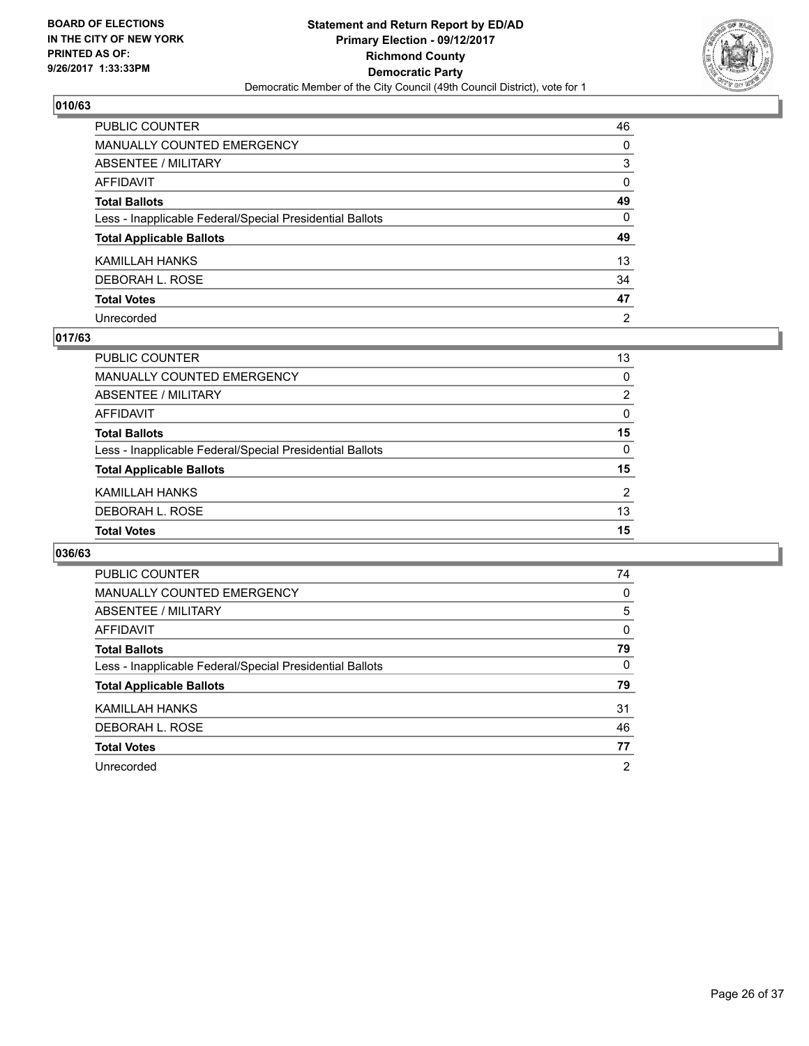**BOARD OF ELECTIONS IN THE CITY OF NEW YORK PRINTED AS OF: 9/26/2017 1:33:33PM**

**Statement and Return Report by ED/AD**
**Primary Election - 09/12/2017**
**Richmond County**
**Democratic Party**
Democratic Member of the City Council (49th Council District), vote for 1

## 010/63

| | |
|---|---|
| PUBLIC COUNTER | 46 |
| MANUALLY COUNTED EMERGENCY | 0 |
| ABSENTEE / MILITARY | 3 |
| AFFIDAVIT | 0 |
| **Total Ballots** | **49** |
| Less - Inapplicable Federal/Special Presidential Ballots | 0 |
| **Total Applicable Ballots** | **49** |
| KAMILLAH HANKS | 13 |
| DEBORAH L. ROSE | 34 |
| **Total Votes** | **47** |
| Unrecorded | 2 |

## 017/63

| | |
|---|---|
| PUBLIC COUNTER | 13 |
| MANUALLY COUNTED EMERGENCY | 0 |
| ABSENTEE / MILITARY | 2 |
| AFFIDAVIT | 0 |
| **Total Ballots** | **15** |
| Less - Inapplicable Federal/Special Presidential Ballots | 0 |
| **Total Applicable Ballots** | **15** |
| KAMILLAH HANKS | 2 |
| DEBORAH L. ROSE | 13 |
| **Total Votes** | **15** |

## 036/63

| | |
|---|---|
| PUBLIC COUNTER | 74 |
| MANUALLY COUNTED EMERGENCY | 0 |
| ABSENTEE / MILITARY | 5 |
| AFFIDAVIT | 0 |
| **Total Ballots** | **79** |
| Less - Inapplicable Federal/Special Presidential Ballots | 0 |
| **Total Applicable Ballots** | **79** |
| KAMILLAH HANKS | 31 |
| DEBORAH L. ROSE | 46 |
| **Total Votes** | **77** |
| Unrecorded | 2 |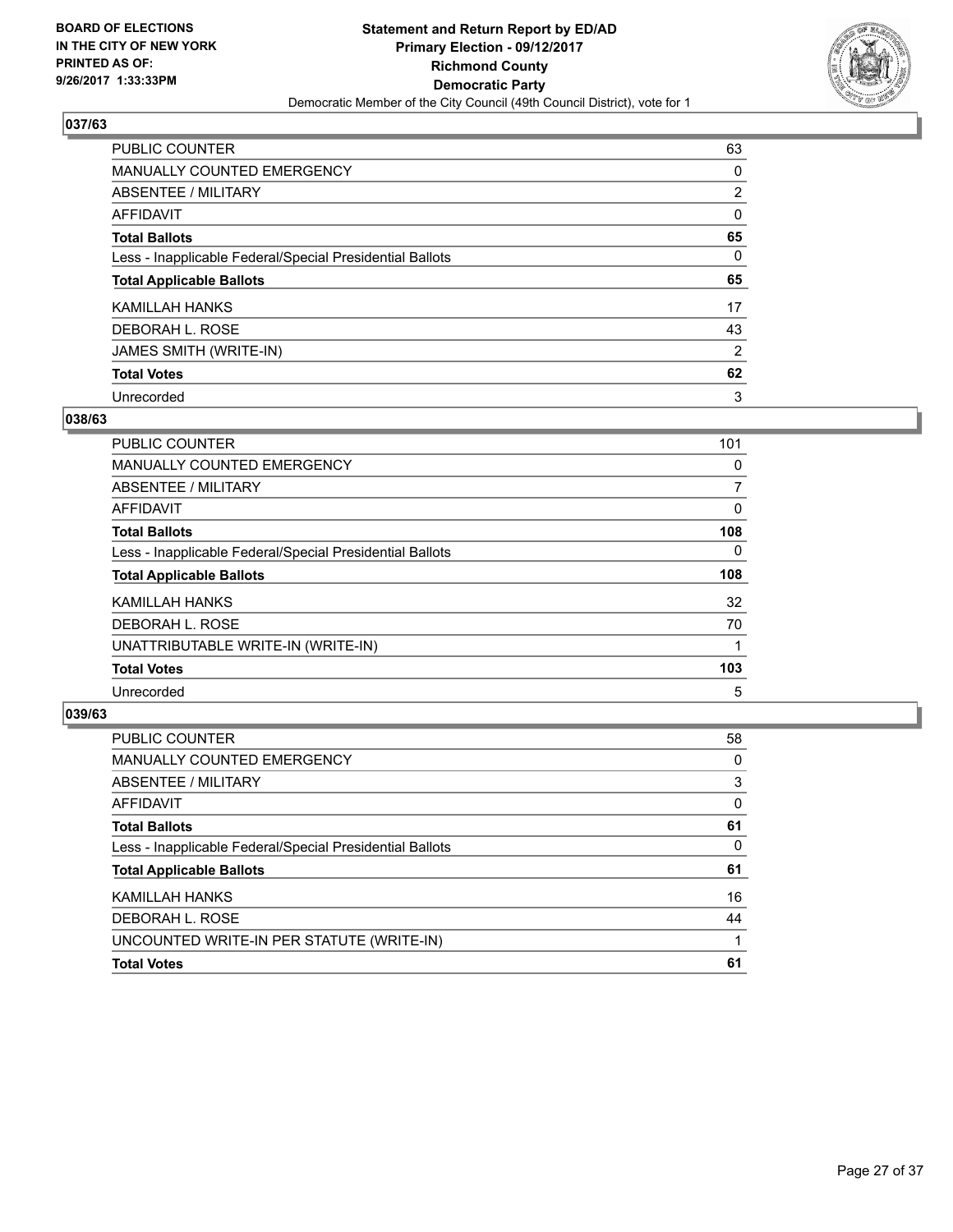BOARD OF ELECTIONS
IN THE CITY OF NEW YORK
PRINTED AS OF:
9/26/2017 1:33:33PM

**Statement and Return Report by ED/AD**
**Primary Election - 09/12/2017**
**Richmond County**
**Democratic Party**
Democratic Member of the City Council (49th Council District), vote for 1

### 037/63

| | |
|---|---|
| PUBLIC COUNTER | 63 |
| MANUALLY COUNTED EMERGENCY | 0 |
| ABSENTEE / MILITARY | 2 |
| AFFIDAVIT | 0 |
| **Total Ballots** | **65** |
| Less - Inapplicable Federal/Special Presidential Ballots | 0 |
| **Total Applicable Ballots** | **65** |
| KAMILLAH HANKS | 17 |
| DEBORAH L. ROSE | 43 |
| JAMES SMITH (WRITE-IN) | 2 |
| **Total Votes** | **62** |
| Unrecorded | 3 |

### 038/63

| | |
|---|---|
| PUBLIC COUNTER | 101 |
| MANUALLY COUNTED EMERGENCY | 0 |
| ABSENTEE / MILITARY | 7 |
| AFFIDAVIT | 0 |
| **Total Ballots** | **108** |
| Less - Inapplicable Federal/Special Presidential Ballots | 0 |
| **Total Applicable Ballots** | **108** |
| KAMILLAH HANKS | 32 |
| DEBORAH L. ROSE | 70 |
| UNATTRIBUTABLE WRITE-IN (WRITE-IN) | 1 |
| **Total Votes** | **103** |
| Unrecorded | 5 |

### 039/63

| | |
|---|---|
| PUBLIC COUNTER | 58 |
| MANUALLY COUNTED EMERGENCY | 0 |
| ABSENTEE / MILITARY | 3 |
| AFFIDAVIT | 0 |
| **Total Ballots** | **61** |
| Less - Inapplicable Federal/Special Presidential Ballots | 0 |
| **Total Applicable Ballots** | **61** |
| KAMILLAH HANKS | 16 |
| DEBORAH L. ROSE | 44 |
| UNCOUNTED WRITE-IN PER STATUTE (WRITE-IN) | 1 |
| **Total Votes** | **61** |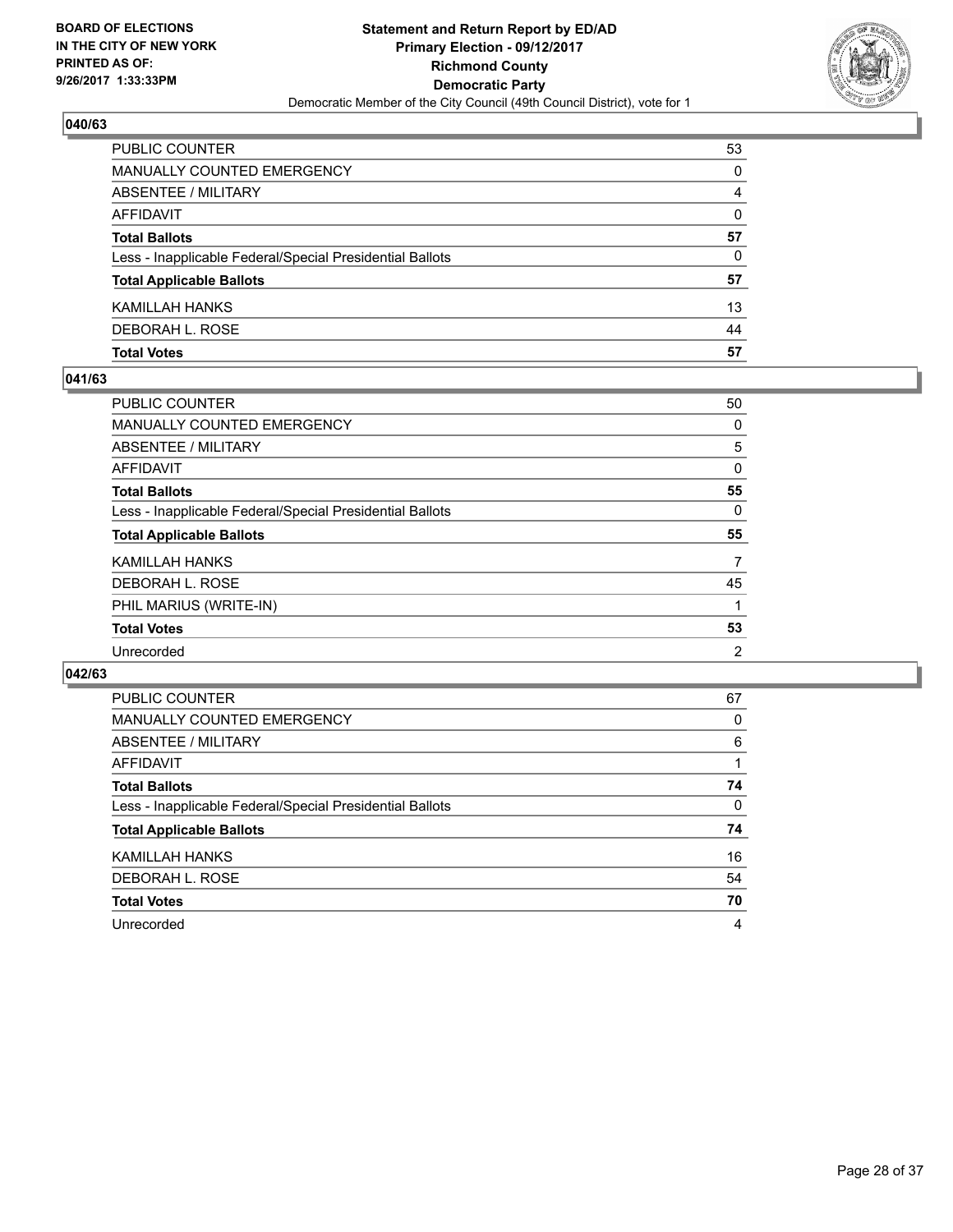**BOARD OF ELECTIONS IN THE CITY OF NEW YORK PRINTED AS OF: 9/26/2017 1:33:33PM**

**Statement and Return Report by ED/AD**
**Primary Election - 09/12/2017**
**Richmond County**
**Democratic Party**
Democratic Member of the City Council (49th Council District), vote for 1

### 040/63

| | |
|---|---|
| PUBLIC COUNTER | 53 |
| MANUALLY COUNTED EMERGENCY | 0 |
| ABSENTEE / MILITARY | 4 |
| AFFIDAVIT | 0 |
| **Total Ballots** | **57** |
| Less - Inapplicable Federal/Special Presidential Ballots | 0 |
| **Total Applicable Ballots** | **57** |
| KAMILLAH HANKS | 13 |
| DEBORAH L. ROSE | 44 |
| **Total Votes** | **57** |

### 041/63

| | |
|---|---|
| PUBLIC COUNTER | 50 |
| MANUALLY COUNTED EMERGENCY | 0 |
| ABSENTEE / MILITARY | 5 |
| AFFIDAVIT | 0 |
| **Total Ballots** | **55** |
| Less - Inapplicable Federal/Special Presidential Ballots | 0 |
| **Total Applicable Ballots** | **55** |
| KAMILLAH HANKS | 7 |
| DEBORAH L. ROSE | 45 |
| PHIL MARIUS (WRITE-IN) | 1 |
| **Total Votes** | **53** |
| Unrecorded | 2 |

### 042/63

| | |
|---|---|
| PUBLIC COUNTER | 67 |
| MANUALLY COUNTED EMERGENCY | 0 |
| ABSENTEE / MILITARY | 6 |
| AFFIDAVIT | 1 |
| **Total Ballots** | **74** |
| Less - Inapplicable Federal/Special Presidential Ballots | 0 |
| **Total Applicable Ballots** | **74** |
| KAMILLAH HANKS | 16 |
| DEBORAH L. ROSE | 54 |
| **Total Votes** | **70** |
| Unrecorded | 4 |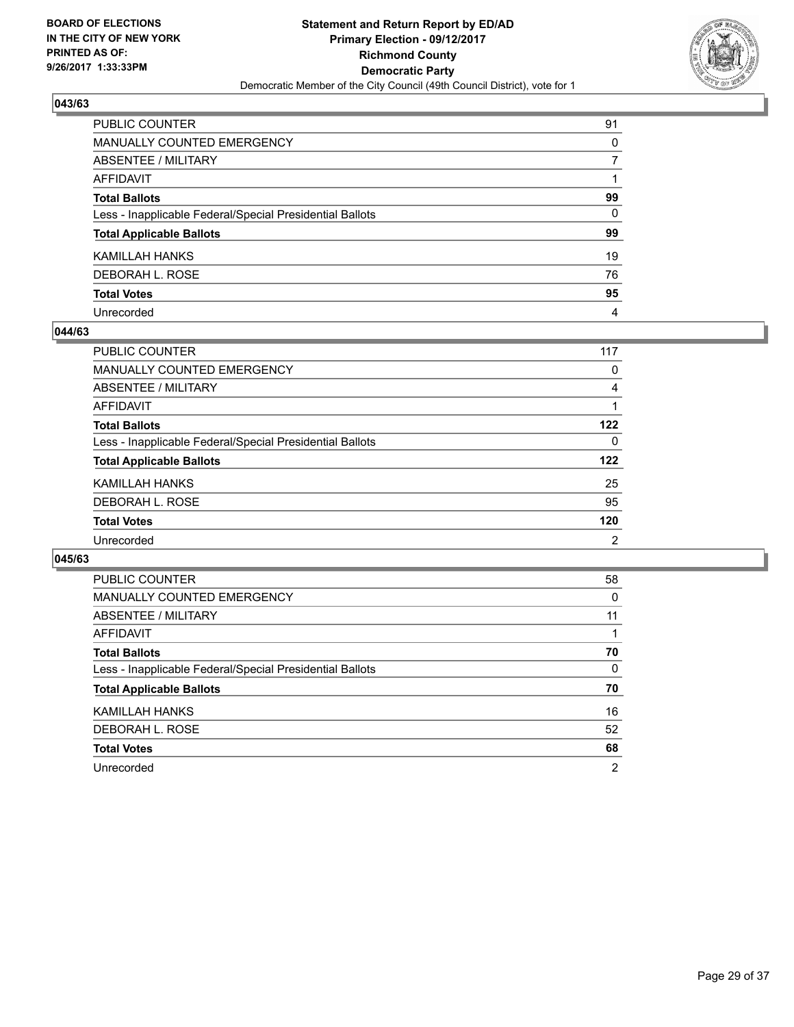**BOARD OF ELECTIONS IN THE CITY OF NEW YORK PRINTED AS OF: 9/26/2017 1:33:33PM**

**Statement and Return Report by ED/AD**
**Primary Election - 09/12/2017**
**Richmond County**
**Democratic Party**
Democratic Member of the City Council (49th Council District), vote for 1

### 043/63

| | |
|---|---|
| PUBLIC COUNTER | 91 |
| MANUALLY COUNTED EMERGENCY | 0 |
| ABSENTEE / MILITARY | 7 |
| AFFIDAVIT | 1 |
| **Total Ballots** | **99** |
| Less - Inapplicable Federal/Special Presidential Ballots | 0 |
| **Total Applicable Ballots** | **99** |
| KAMILLAH HANKS | 19 |
| DEBORAH L. ROSE | 76 |
| **Total Votes** | **95** |
| Unrecorded | 4 |

### 044/63

| | |
|---|---|
| PUBLIC COUNTER | 117 |
| MANUALLY COUNTED EMERGENCY | 0 |
| ABSENTEE / MILITARY | 4 |
| AFFIDAVIT | 1 |
| **Total Ballots** | **122** |
| Less - Inapplicable Federal/Special Presidential Ballots | 0 |
| **Total Applicable Ballots** | **122** |
| KAMILLAH HANKS | 25 |
| DEBORAH L. ROSE | 95 |
| **Total Votes** | **120** |
| Unrecorded | 2 |

### 045/63

| | |
|---|---|
| PUBLIC COUNTER | 58 |
| MANUALLY COUNTED EMERGENCY | 0 |
| ABSENTEE / MILITARY | 11 |
| AFFIDAVIT | 1 |
| **Total Ballots** | **70** |
| Less - Inapplicable Federal/Special Presidential Ballots | 0 |
| **Total Applicable Ballots** | **70** |
| KAMILLAH HANKS | 16 |
| DEBORAH L. ROSE | 52 |
| **Total Votes** | **68** |
| Unrecorded | 2 |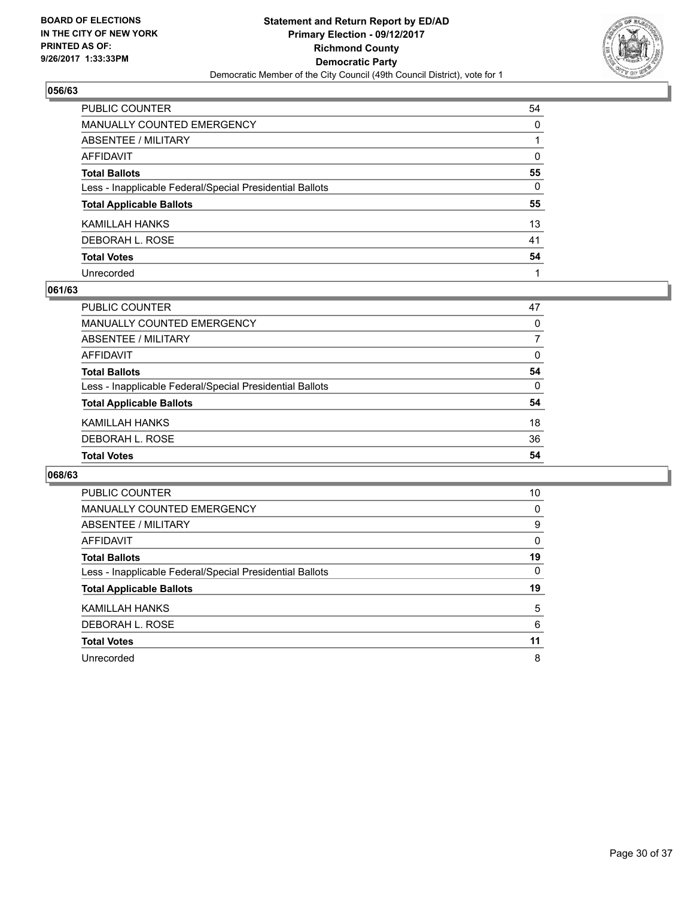**BOARD OF ELECTIONS IN THE CITY OF NEW YORK PRINTED AS OF: 9/26/2017 1:33:33PM**

**Statement and Return Report by ED/AD**
**Primary Election - 09/12/2017**
**Richmond County**
**Democratic Party**
Democratic Member of the City Council (49th Council District), vote for 1

### 056/63

| | |
|---|---|
| PUBLIC COUNTER | 54 |
| MANUALLY COUNTED EMERGENCY | 0 |
| ABSENTEE / MILITARY | 1 |
| AFFIDAVIT | 0 |
| **Total Ballots** | **55** |
| Less - Inapplicable Federal/Special Presidential Ballots | 0 |
| **Total Applicable Ballots** | **55** |
| KAMILLAH HANKS | 13 |
| DEBORAH L. ROSE | 41 |
| **Total Votes** | **54** |
| Unrecorded | 1 |

### 061/63

| | |
|---|---|
| PUBLIC COUNTER | 47 |
| MANUALLY COUNTED EMERGENCY | 0 |
| ABSENTEE / MILITARY | 7 |
| AFFIDAVIT | 0 |
| **Total Ballots** | **54** |
| Less - Inapplicable Federal/Special Presidential Ballots | 0 |
| **Total Applicable Ballots** | **54** |
| KAMILLAH HANKS | 18 |
| DEBORAH L. ROSE | 36 |
| **Total Votes** | **54** |

### 068/63

| | |
|---|---|
| PUBLIC COUNTER | 10 |
| MANUALLY COUNTED EMERGENCY | 0 |
| ABSENTEE / MILITARY | 9 |
| AFFIDAVIT | 0 |
| **Total Ballots** | **19** |
| Less - Inapplicable Federal/Special Presidential Ballots | 0 |
| **Total Applicable Ballots** | **19** |
| KAMILLAH HANKS | 5 |
| DEBORAH L. ROSE | 6 |
| **Total Votes** | **11** |
| Unrecorded | 8 |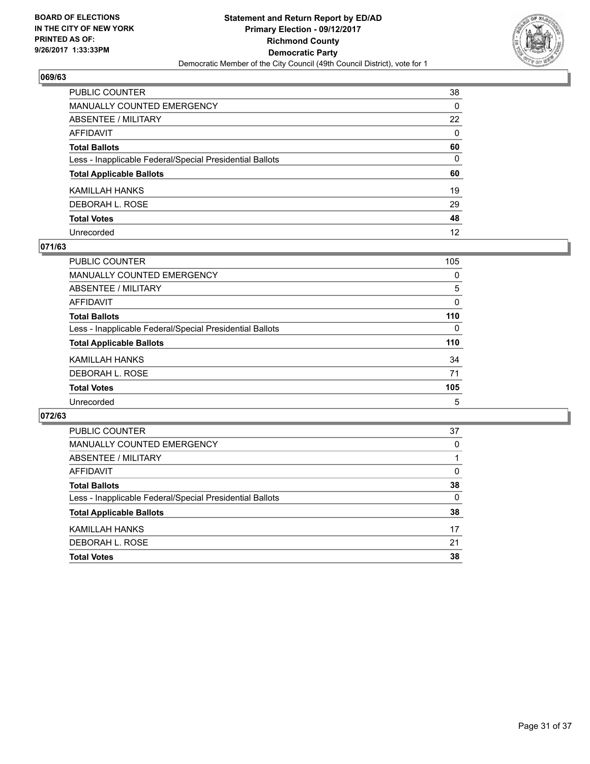## 069/63

| | |
|---|---|
| PUBLIC COUNTER | 38 |
| MANUALLY COUNTED EMERGENCY | 0 |
| ABSENTEE / MILITARY | 22 |
| AFFIDAVIT | 0 |
| **Total Ballots** | **60** |
| Less - Inapplicable Federal/Special Presidential Ballots | 0 |
| **Total Applicable Ballots** | **60** |
| KAMILLAH HANKS | 19 |
| DEBORAH L. ROSE | 29 |
| **Total Votes** | **48** |
| Unrecorded | 12 |

## 071/63

| | |
|---|---|
| PUBLIC COUNTER | 105 |
| MANUALLY COUNTED EMERGENCY | 0 |
| ABSENTEE / MILITARY | 5 |
| AFFIDAVIT | 0 |
| **Total Ballots** | **110** |
| Less - Inapplicable Federal/Special Presidential Ballots | 0 |
| **Total Applicable Ballots** | **110** |
| KAMILLAH HANKS | 34 |
| DEBORAH L. ROSE | 71 |
| **Total Votes** | **105** |
| Unrecorded | 5 |

## 072/63

| | |
|---|---|
| PUBLIC COUNTER | 37 |
| MANUALLY COUNTED EMERGENCY | 0 |
| ABSENTEE / MILITARY | 1 |
| AFFIDAVIT | 0 |
| **Total Ballots** | **38** |
| Less - Inapplicable Federal/Special Presidential Ballots | 0 |
| **Total Applicable Ballots** | **38** |
| KAMILLAH HANKS | 17 |
| DEBORAH L. ROSE | 21 |
| **Total Votes** | **38** |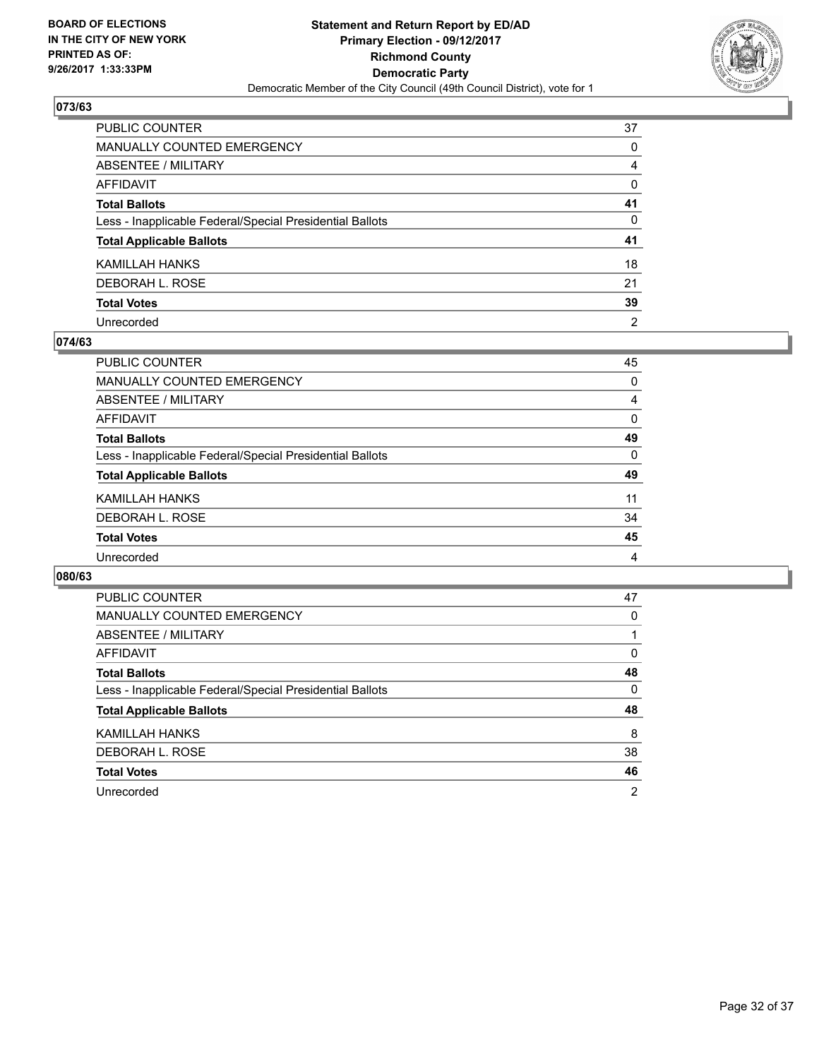**BOARD OF ELECTIONS IN THE CITY OF NEW YORK PRINTED AS OF: 9/26/2017 1:33:33PM**

**Statement and Return Report by ED/AD Primary Election - 09/12/2017 Richmond County Democratic Party**

Democratic Member of the City Council (49th Council District), vote for 1

## 073/63

| | |
|---|---|
| PUBLIC COUNTER | 37 |
| MANUALLY COUNTED EMERGENCY | 0 |
| ABSENTEE / MILITARY | 4 |
| AFFIDAVIT | 0 |
| **Total Ballots** | **41** |
| Less - Inapplicable Federal/Special Presidential Ballots | 0 |
| **Total Applicable Ballots** | **41** |
| KAMILLAH HANKS | 18 |
| DEBORAH L. ROSE | 21 |
| **Total Votes** | **39** |
| Unrecorded | 2 |

## 074/63

| | |
|---|---|
| PUBLIC COUNTER | 45 |
| MANUALLY COUNTED EMERGENCY | 0 |
| ABSENTEE / MILITARY | 4 |
| AFFIDAVIT | 0 |
| **Total Ballots** | **49** |
| Less - Inapplicable Federal/Special Presidential Ballots | 0 |
| **Total Applicable Ballots** | **49** |
| KAMILLAH HANKS | 11 |
| DEBORAH L. ROSE | 34 |
| **Total Votes** | **45** |
| Unrecorded | 4 |

## 080/63

| | |
|---|---|
| PUBLIC COUNTER | 47 |
| MANUALLY COUNTED EMERGENCY | 0 |
| ABSENTEE / MILITARY | 1 |
| AFFIDAVIT | 0 |
| **Total Ballots** | **48** |
| Less - Inapplicable Federal/Special Presidential Ballots | 0 |
| **Total Applicable Ballots** | **48** |
| KAMILLAH HANKS | 8 |
| DEBORAH L. ROSE | 38 |
| **Total Votes** | **46** |
| Unrecorded | 2 |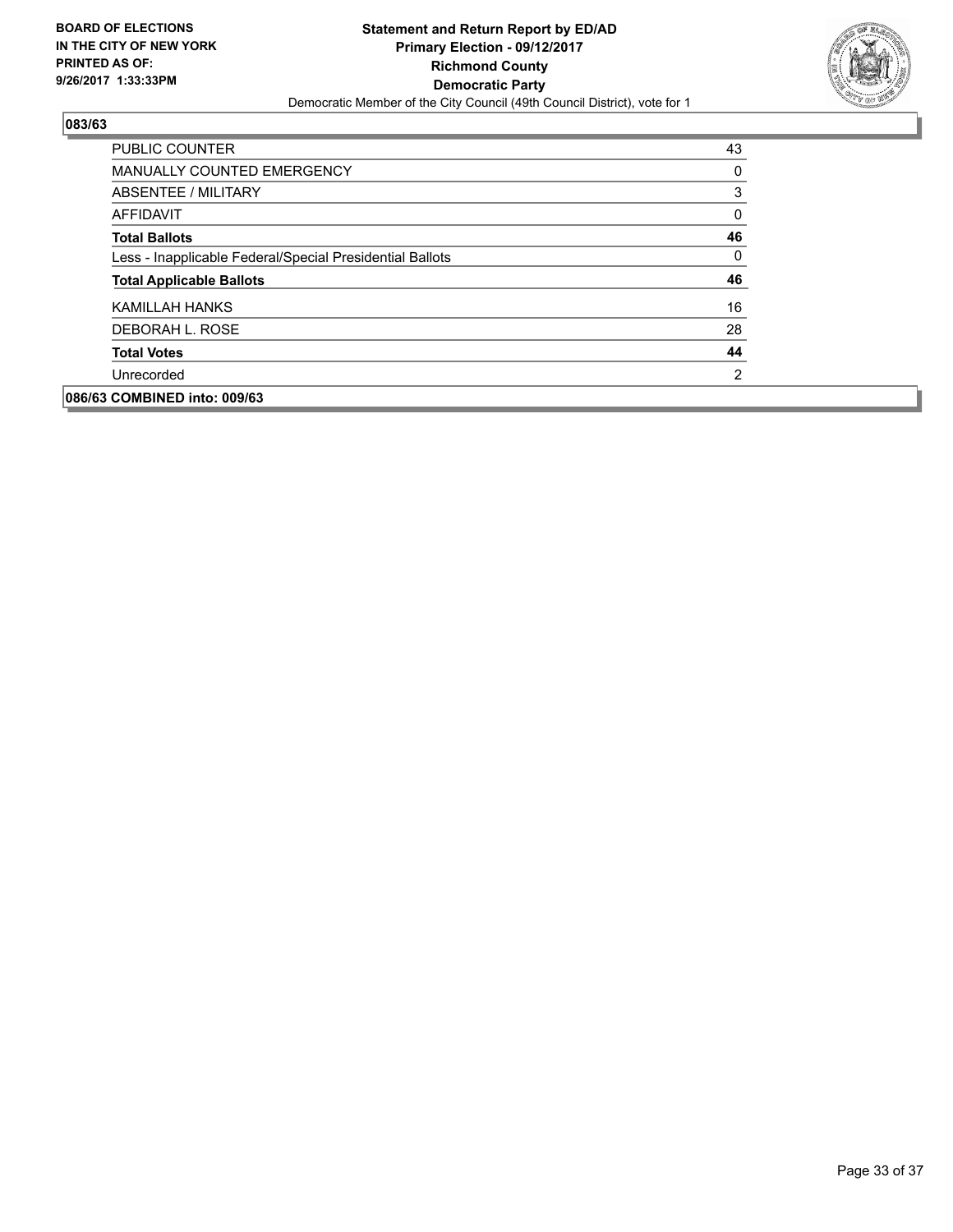**BOARD OF ELECTIONS IN THE CITY OF NEW YORK PRINTED AS OF: 9/26/2017 1:33:33PM**

**Statement and Return Report by ED/AD**
**Primary Election - 09/12/2017**
**Richmond County**
**Democratic Party**
Democratic Member of the City Council (49th Council District), vote for 1

## 083/63

| | |
|---|---|
| PUBLIC COUNTER | 43 |
| MANUALLY COUNTED EMERGENCY | 0 |
| ABSENTEE / MILITARY | 3 |
| AFFIDAVIT | 0 |
| **Total Ballots** | **46** |
| Less - Inapplicable Federal/Special Presidential Ballots | 0 |
| **Total Applicable Ballots** | **46** |
| KAMILLAH HANKS | 16 |
| DEBORAH L. ROSE | 28 |
| **Total Votes** | **44** |
| Unrecorded | 2 |

## 086/63 COMBINED into: 009/63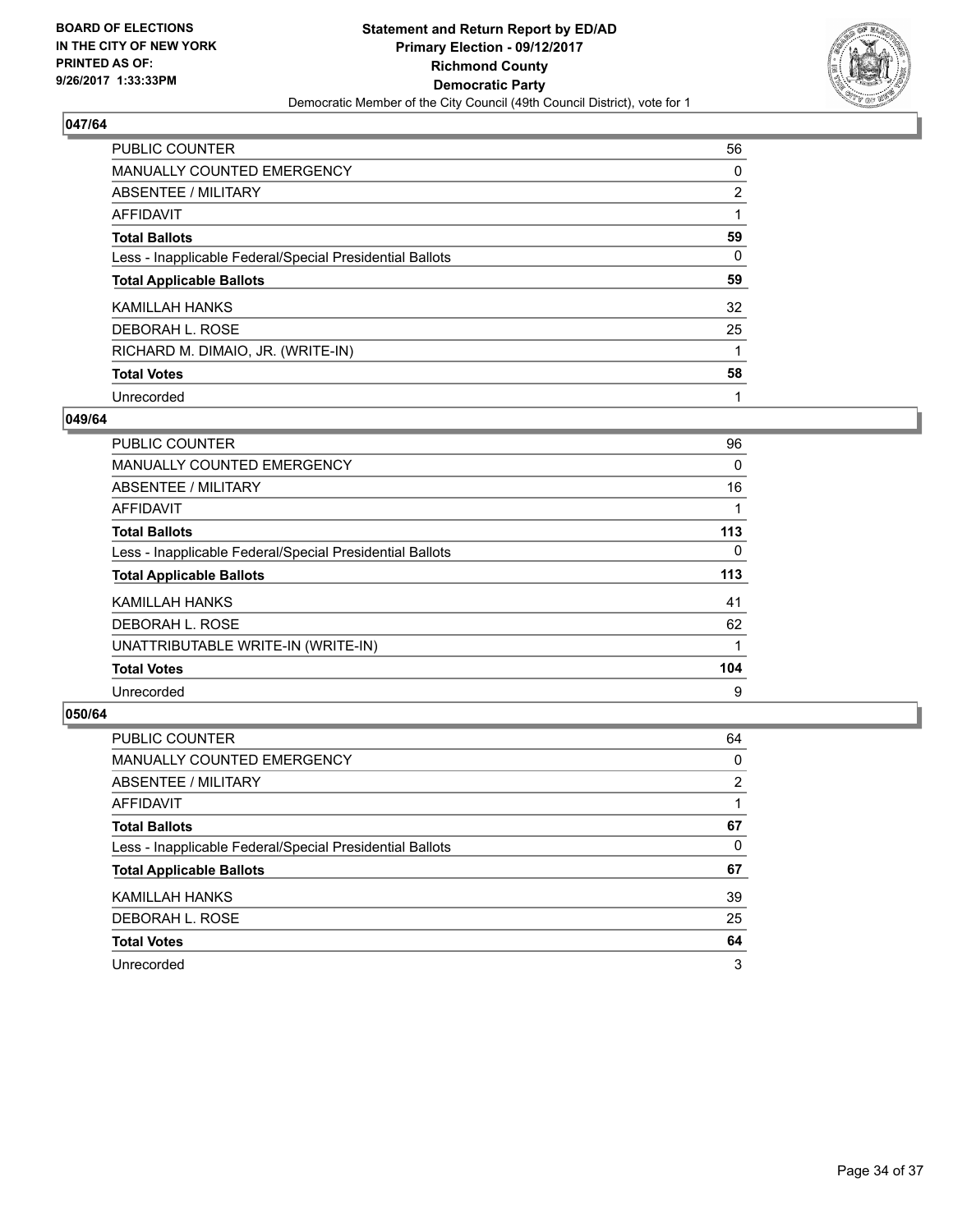**BOARD OF ELECTIONS IN THE CITY OF NEW YORK PRINTED AS OF: 9/26/2017 1:33:33PM**

**Statement and Return Report by ED/AD Primary Election - 09/12/2017 Richmond County Democratic Party**

Democratic Member of the City Council (49th Council District), vote for 1

### 047/64

| | |
|---|---|
| PUBLIC COUNTER | 56 |
| MANUALLY COUNTED EMERGENCY | 0 |
| ABSENTEE / MILITARY | 2 |
| AFFIDAVIT | 1 |
| **Total Ballots** | **59** |
| Less - Inapplicable Federal/Special Presidential Ballots | 0 |
| **Total Applicable Ballots** | **59** |
| KAMILLAH HANKS | 32 |
| DEBORAH L. ROSE | 25 |
| RICHARD M. DIMAIO, JR. (WRITE-IN) | 1 |
| **Total Votes** | **58** |
| Unrecorded | 1 |

### 049/64

| | |
|---|---|
| PUBLIC COUNTER | 96 |
| MANUALLY COUNTED EMERGENCY | 0 |
| ABSENTEE / MILITARY | 16 |
| AFFIDAVIT | 1 |
| **Total Ballots** | **113** |
| Less - Inapplicable Federal/Special Presidential Ballots | 0 |
| **Total Applicable Ballots** | **113** |
| KAMILLAH HANKS | 41 |
| DEBORAH L. ROSE | 62 |
| UNATTRIBUTABLE WRITE-IN (WRITE-IN) | 1 |
| **Total Votes** | **104** |
| Unrecorded | 9 |

### 050/64

| | |
|---|---|
| PUBLIC COUNTER | 64 |
| MANUALLY COUNTED EMERGENCY | 0 |
| ABSENTEE / MILITARY | 2 |
| AFFIDAVIT | 1 |
| **Total Ballots** | **67** |
| Less - Inapplicable Federal/Special Presidential Ballots | 0 |
| **Total Applicable Ballots** | **67** |
| KAMILLAH HANKS | 39 |
| DEBORAH L. ROSE | 25 |
| **Total Votes** | **64** |
| Unrecorded | 3 |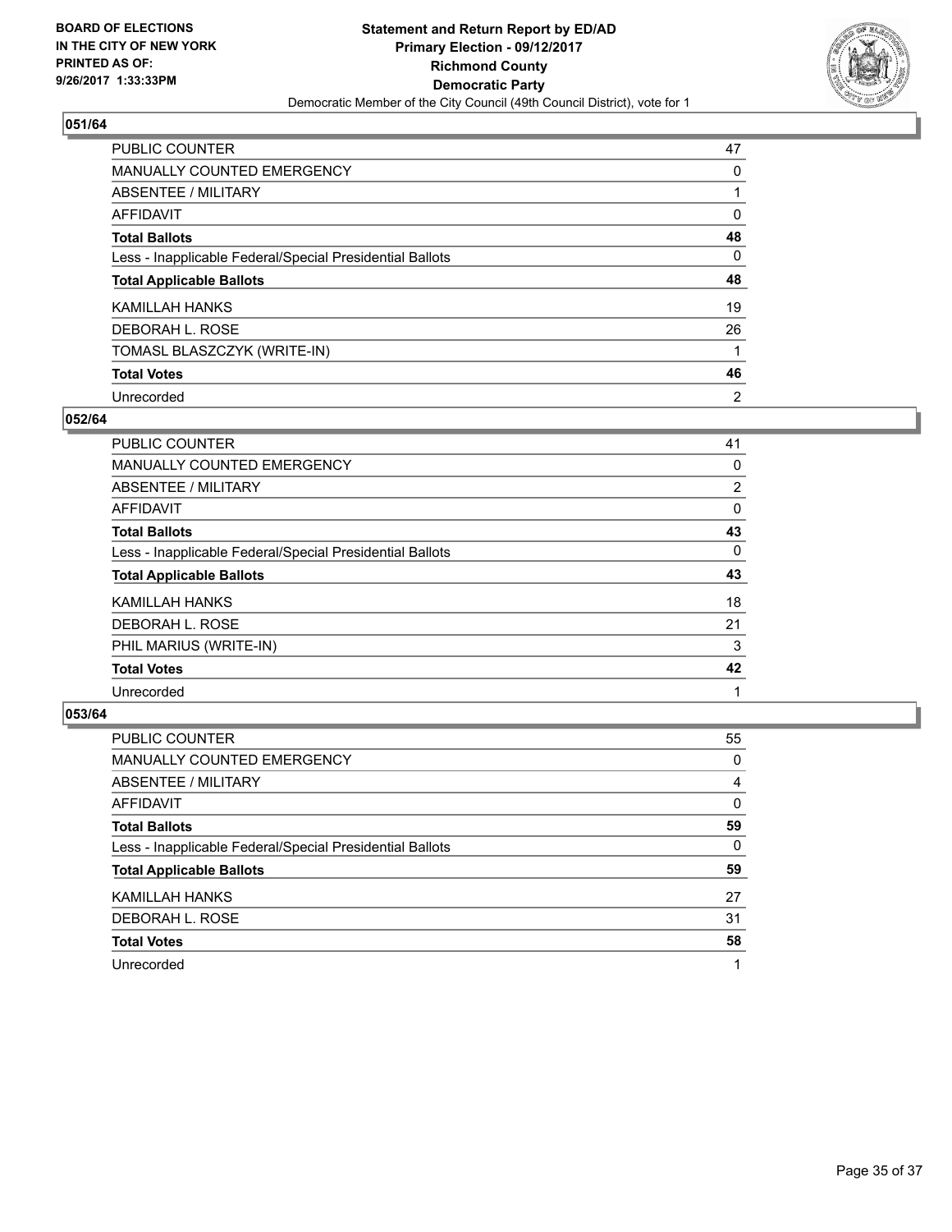**BOARD OF ELECTIONS IN THE CITY OF NEW YORK PRINTED AS OF: 9/26/2017 1:33:33PM**

**Statement and Return Report by ED/AD**
**Primary Election - 09/12/2017**
**Richmond County**
**Democratic Party**
Democratic Member of the City Council (49th Council District), vote for 1

### 051/64

| | |
|---|---|
| PUBLIC COUNTER | 47 |
| MANUALLY COUNTED EMERGENCY | 0 |
| ABSENTEE / MILITARY | 1 |
| AFFIDAVIT | 0 |
| **Total Ballots** | **48** |
| Less - Inapplicable Federal/Special Presidential Ballots | 0 |
| **Total Applicable Ballots** | **48** |
| KAMILLAH HANKS | 19 |
| DEBORAH L. ROSE | 26 |
| TOMASL BLASZCZYK (WRITE-IN) | 1 |
| **Total Votes** | **46** |
| Unrecorded | 2 |

### 052/64

| | |
|---|---|
| PUBLIC COUNTER | 41 |
| MANUALLY COUNTED EMERGENCY | 0 |
| ABSENTEE / MILITARY | 2 |
| AFFIDAVIT | 0 |
| **Total Ballots** | **43** |
| Less - Inapplicable Federal/Special Presidential Ballots | 0 |
| **Total Applicable Ballots** | **43** |
| KAMILLAH HANKS | 18 |
| DEBORAH L. ROSE | 21 |
| PHIL MARIUS (WRITE-IN) | 3 |
| **Total Votes** | **42** |
| Unrecorded | 1 |

### 053/64

| | |
|---|---|
| PUBLIC COUNTER | 55 |
| MANUALLY COUNTED EMERGENCY | 0 |
| ABSENTEE / MILITARY | 4 |
| AFFIDAVIT | 0 |
| **Total Ballots** | **59** |
| Less - Inapplicable Federal/Special Presidential Ballots | 0 |
| **Total Applicable Ballots** | **59** |
| KAMILLAH HANKS | 27 |
| DEBORAH L. ROSE | 31 |
| **Total Votes** | **58** |
| Unrecorded | 1 |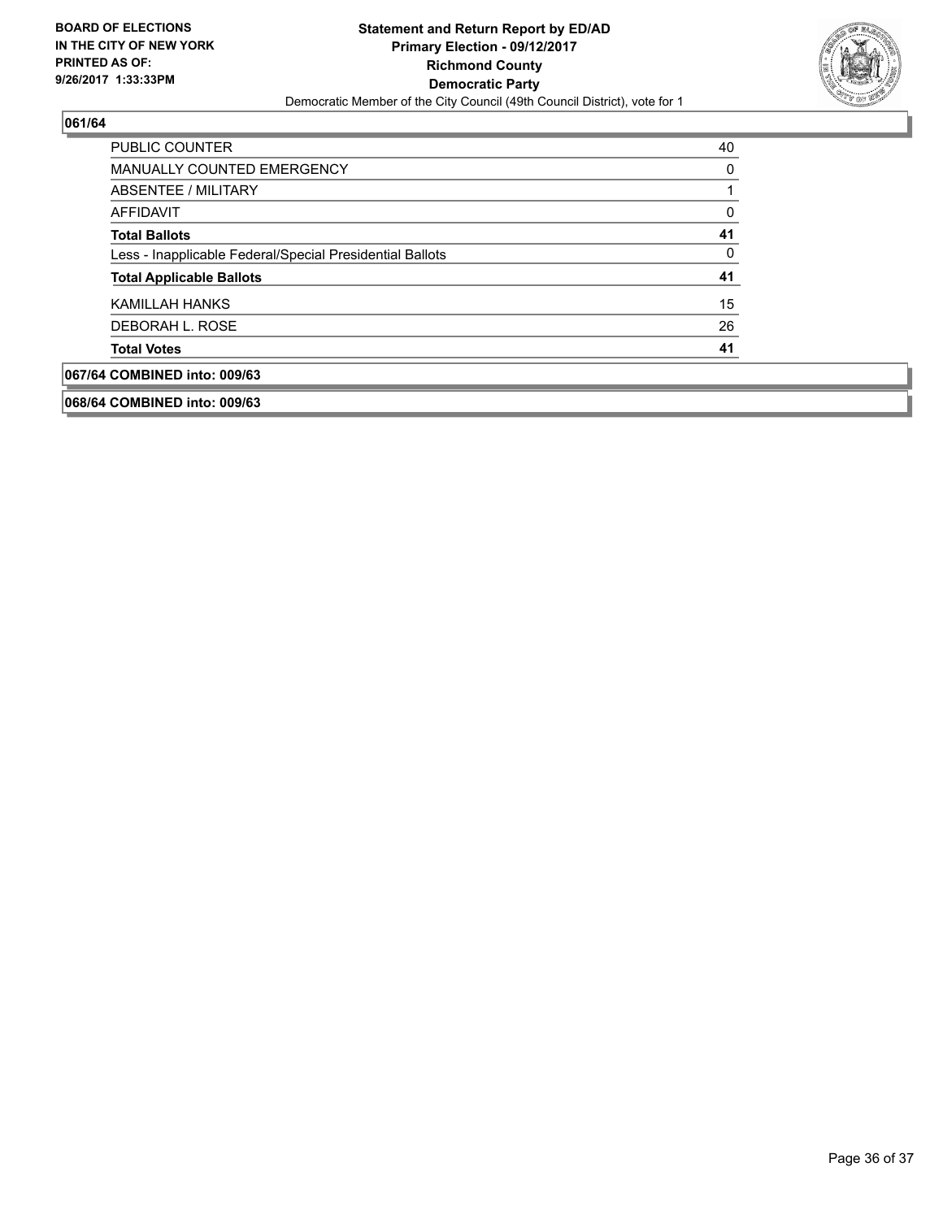**Statement and Return Report by ED/AD**
**Primary Election - 09/12/2017**
**Richmond County**
**Democratic Party**
Democratic Member of the City Council (49th Council District), vote for 1

BOARD OF ELECTIONS IN THE CITY OF NEW YORK PRINTED AS OF: 9/26/2017 1:33:33PM

### 061/64

| | |
|---|---|
| PUBLIC COUNTER | 40 |
| MANUALLY COUNTED EMERGENCY | 0 |
| ABSENTEE / MILITARY | 1 |
| AFFIDAVIT | 0 |
| **Total Ballots** | **41** |
| Less - Inapplicable Federal/Special Presidential Ballots | 0 |
| **Total Applicable Ballots** | **41** |
| KAMILLAH HANKS | 15 |
| DEBORAH L. ROSE | 26 |
| **Total Votes** | **41** |

### 067/64 COMBINED into: 009/63

### 068/64 COMBINED into: 009/63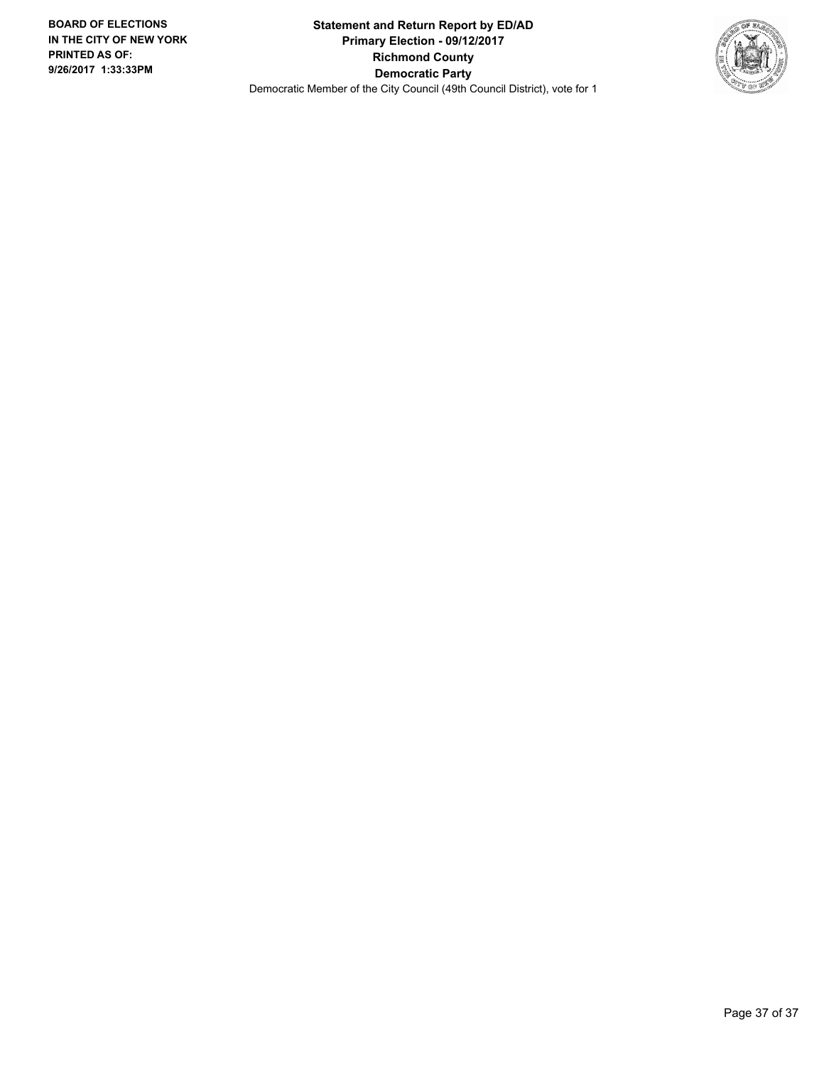**BOARD OF ELECTIONS IN THE CITY OF NEW YORK PRINTED AS OF: 9/26/2017 1:33:33PM**

**Statement and Return Report by ED/AD**
**Primary Election - 09/12/2017**
**Richmond County**
**Democratic Party**
Democratic Member of the City Council (49th Council District), vote for 1